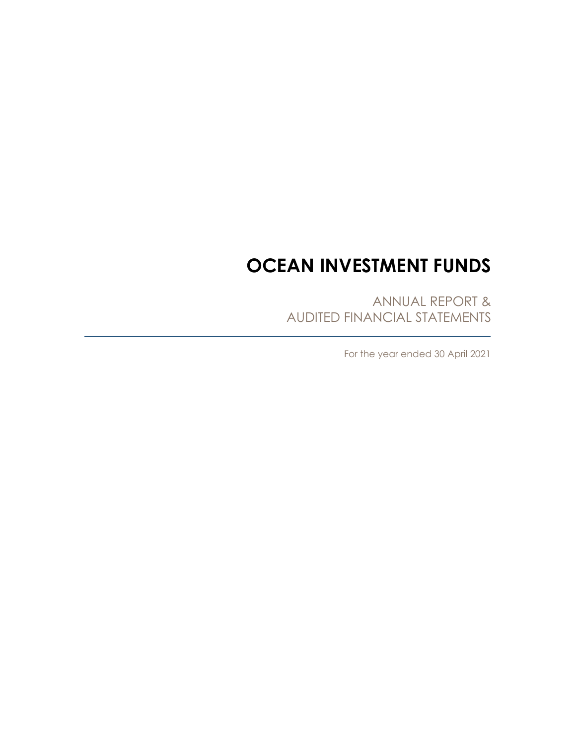# OCEAN INVESTMENT FUNDS

ANNUAL REPORT &
AUDITED FINANCIAL STATEMENTS

For the year ended 30 April 2021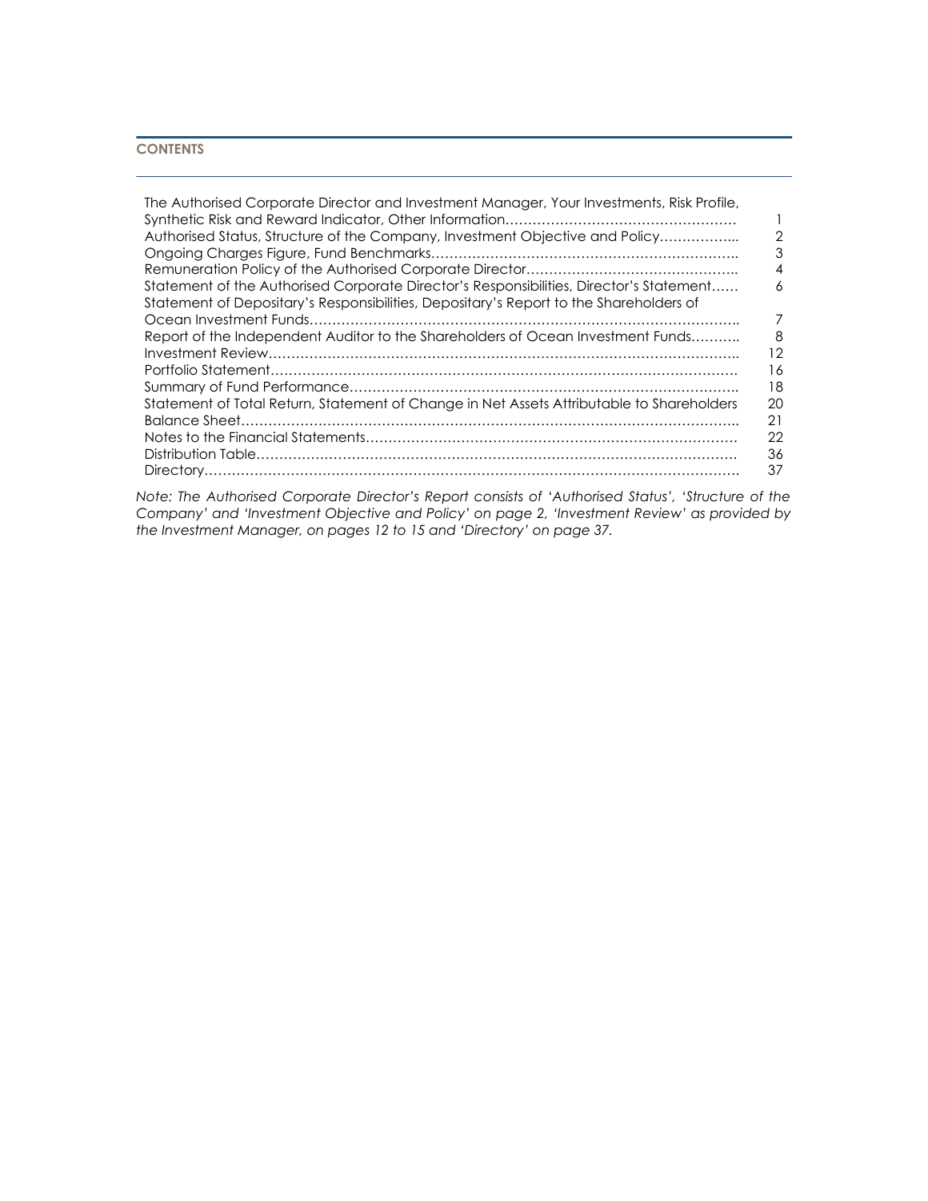## CONTENTS

| | |
|---|---|
| The Authorised Corporate Director and Investment Manager, Your Investments, Risk Profile, Synthetic Risk and Reward Indicator, Other Information | 1 |
| Authorised Status, Structure of the Company, Investment Objective and Policy | 2 |
| Ongoing Charges Figure, Fund Benchmarks | 3 |
| Remuneration Policy of the Authorised Corporate Director | 4 |
| Statement of the Authorised Corporate Director's Responsibilities, Director's Statement | 6 |
| Statement of Depositary's Responsibilities, Depositary's Report to the Shareholders of Ocean Investment Funds | 7 |
| Report of the Independent Auditor to the Shareholders of Ocean Investment Funds | 8 |
| Investment Review | 12 |
| Portfolio Statement | 16 |
| Summary of Fund Performance | 18 |
| Statement of Total Return, Statement of Change in Net Assets Attributable to Shareholders | 20 |
| Balance Sheet | 21 |
| Notes to the Financial Statements | 22 |
| Distribution Table | 36 |
| Directory | 37 |

*Note: The Authorised Corporate Director's Report consists of 'Authorised Status', 'Structure of the Company' and 'Investment Objective and Policy' on page 2, 'Investment Review' as provided by the Investment Manager, on pages 12 to 15 and 'Directory' on page 37.*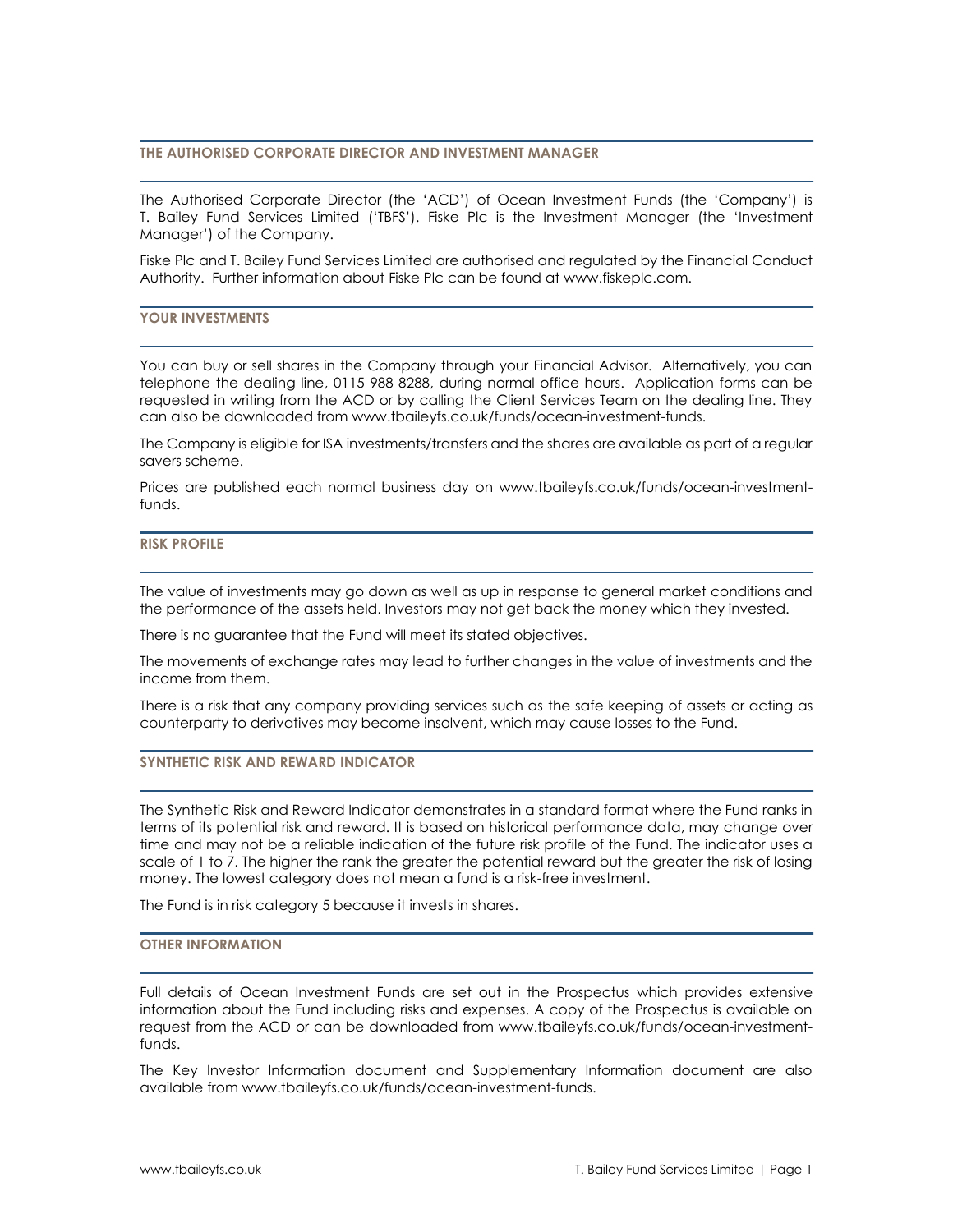## THE AUTHORISED CORPORATE DIRECTOR AND INVESTMENT MANAGER

The Authorised Corporate Director (the 'ACD') of Ocean Investment Funds (the 'Company') is T. Bailey Fund Services Limited ('TBFS'). Fiske Plc is the Investment Manager (the 'Investment Manager') of the Company.

Fiske Plc and T. Bailey Fund Services Limited are authorised and regulated by the Financial Conduct Authority. Further information about Fiske Plc can be found at www.fiskeplc.com.

## YOUR INVESTMENTS

You can buy or sell shares in the Company through your Financial Advisor. Alternatively, you can telephone the dealing line, 0115 988 8288, during normal office hours. Application forms can be requested in writing from the ACD or by calling the Client Services Team on the dealing line. They can also be downloaded from www.tbaileyfs.co.uk/funds/ocean-investment-funds.

The Company is eligible for ISA investments/transfers and the shares are available as part of a regular savers scheme.

Prices are published each normal business day on www.tbaileyfs.co.uk/funds/ocean-investment-funds.

## RISK PROFILE

The value of investments may go down as well as up in response to general market conditions and the performance of the assets held. Investors may not get back the money which they invested.

There is no guarantee that the Fund will meet its stated objectives.

The movements of exchange rates may lead to further changes in the value of investments and the income from them.

There is a risk that any company providing services such as the safe keeping of assets or acting as counterparty to derivatives may become insolvent, which may cause losses to the Fund.

## SYNTHETIC RISK AND REWARD INDICATOR

The Synthetic Risk and Reward Indicator demonstrates in a standard format where the Fund ranks in terms of its potential risk and reward. It is based on historical performance data, may change over time and may not be a reliable indication of the future risk profile of the Fund. The indicator uses a scale of 1 to 7. The higher the rank the greater the potential reward but the greater the risk of losing money. The lowest category does not mean a fund is a risk-free investment.

The Fund is in risk category 5 because it invests in shares.

## OTHER INFORMATION

Full details of Ocean Investment Funds are set out in the Prospectus which provides extensive information about the Fund including risks and expenses. A copy of the Prospectus is available on request from the ACD or can be downloaded from www.tbaileyfs.co.uk/funds/ocean-investment-funds.

The Key Investor Information document and Supplementary Information document are also available from www.tbaileyfs.co.uk/funds/ocean-investment-funds.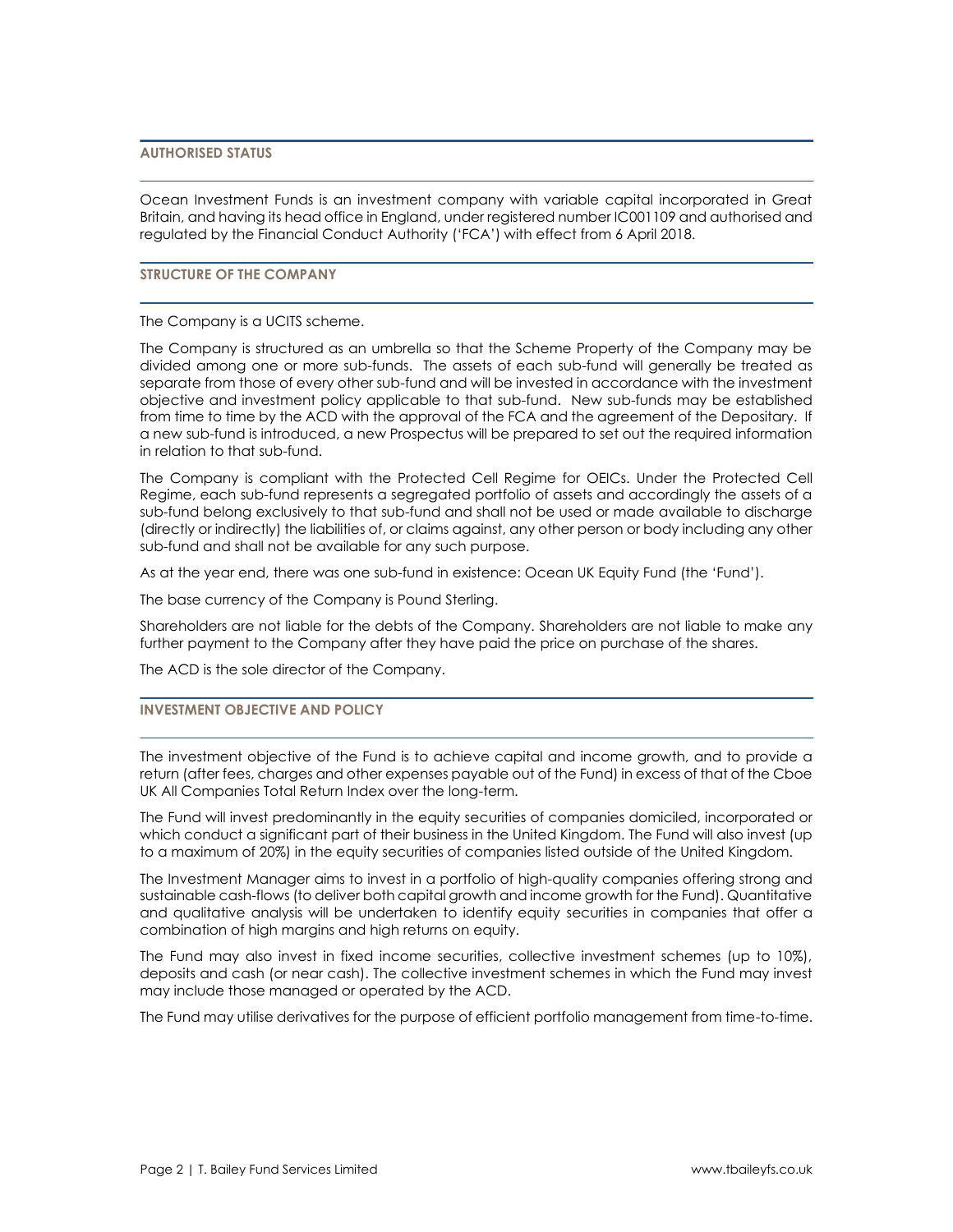## AUTHORISED STATUS

Ocean Investment Funds is an investment company with variable capital incorporated in Great Britain, and having its head office in England, under registered number IC001109 and authorised and regulated by the Financial Conduct Authority ('FCA') with effect from 6 April 2018.

## STRUCTURE OF THE COMPANY

The Company is a UCITS scheme.

The Company is structured as an umbrella so that the Scheme Property of the Company may be divided among one or more sub-funds. The assets of each sub-fund will generally be treated as separate from those of every other sub-fund and will be invested in accordance with the investment objective and investment policy applicable to that sub-fund. New sub-funds may be established from time to time by the ACD with the approval of the FCA and the agreement of the Depositary. If a new sub-fund is introduced, a new Prospectus will be prepared to set out the required information in relation to that sub-fund.

The Company is compliant with the Protected Cell Regime for OEICs. Under the Protected Cell Regime, each sub-fund represents a segregated portfolio of assets and accordingly the assets of a sub-fund belong exclusively to that sub-fund and shall not be used or made available to discharge (directly or indirectly) the liabilities of, or claims against, any other person or body including any other sub-fund and shall not be available for any such purpose.

As at the year end, there was one sub-fund in existence: Ocean UK Equity Fund (the 'Fund').

The base currency of the Company is Pound Sterling.

Shareholders are not liable for the debts of the Company. Shareholders are not liable to make any further payment to the Company after they have paid the price on purchase of the shares.

The ACD is the sole director of the Company.

## INVESTMENT OBJECTIVE AND POLICY

The investment objective of the Fund is to achieve capital and income growth, and to provide a return (after fees, charges and other expenses payable out of the Fund) in excess of that of the Cboe UK All Companies Total Return Index over the long-term.

The Fund will invest predominantly in the equity securities of companies domiciled, incorporated or which conduct a significant part of their business in the United Kingdom. The Fund will also invest (up to a maximum of 20%) in the equity securities of companies listed outside of the United Kingdom.

The Investment Manager aims to invest in a portfolio of high-quality companies offering strong and sustainable cash-flows (to deliver both capital growth and income growth for the Fund). Quantitative and qualitative analysis will be undertaken to identify equity securities in companies that offer a combination of high margins and high returns on equity.

The Fund may also invest in fixed income securities, collective investment schemes (up to 10%), deposits and cash (or near cash). The collective investment schemes in which the Fund may invest may include those managed or operated by the ACD.

The Fund may utilise derivatives for the purpose of efficient portfolio management from time-to-time.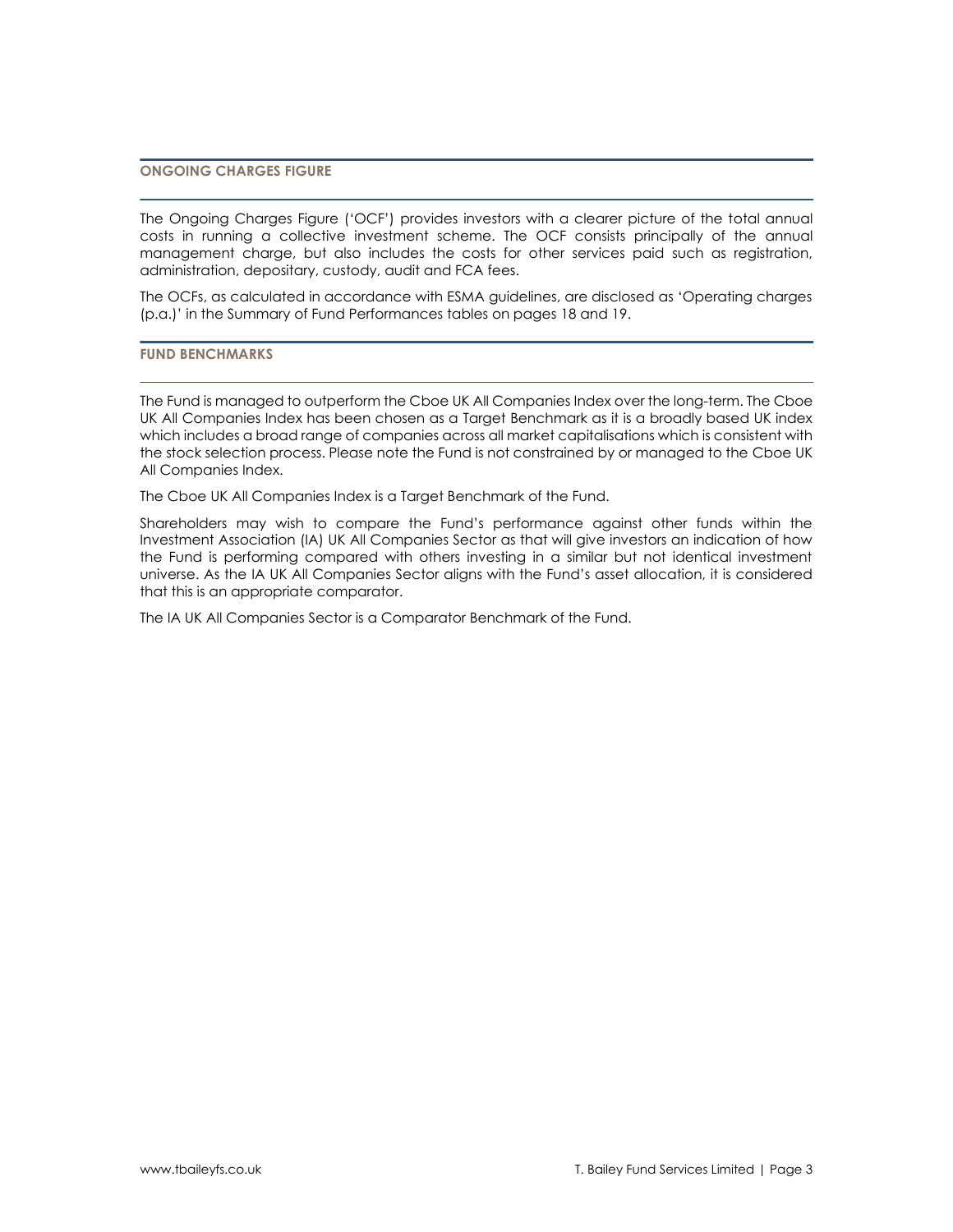## ONGOING CHARGES FIGURE

The Ongoing Charges Figure ('OCF') provides investors with a clearer picture of the total annual costs in running a collective investment scheme. The OCF consists principally of the annual management charge, but also includes the costs for other services paid such as registration, administration, depositary, custody, audit and FCA fees.

The OCFs, as calculated in accordance with ESMA guidelines, are disclosed as 'Operating charges (p.a.)' in the Summary of Fund Performances tables on pages 18 and 19.

## FUND BENCHMARKS

The Fund is managed to outperform the Cboe UK All Companies Index over the long-term. The Cboe UK All Companies Index has been chosen as a Target Benchmark as it is a broadly based UK index which includes a broad range of companies across all market capitalisations which is consistent with the stock selection process. Please note the Fund is not constrained by or managed to the Cboe UK All Companies Index.

The Cboe UK All Companies Index is a Target Benchmark of the Fund.

Shareholders may wish to compare the Fund's performance against other funds within the Investment Association (IA) UK All Companies Sector as that will give investors an indication of how the Fund is performing compared with others investing in a similar but not identical investment universe. As the IA UK All Companies Sector aligns with the Fund's asset allocation, it is considered that this is an appropriate comparator.

The IA UK All Companies Sector is a Comparator Benchmark of the Fund.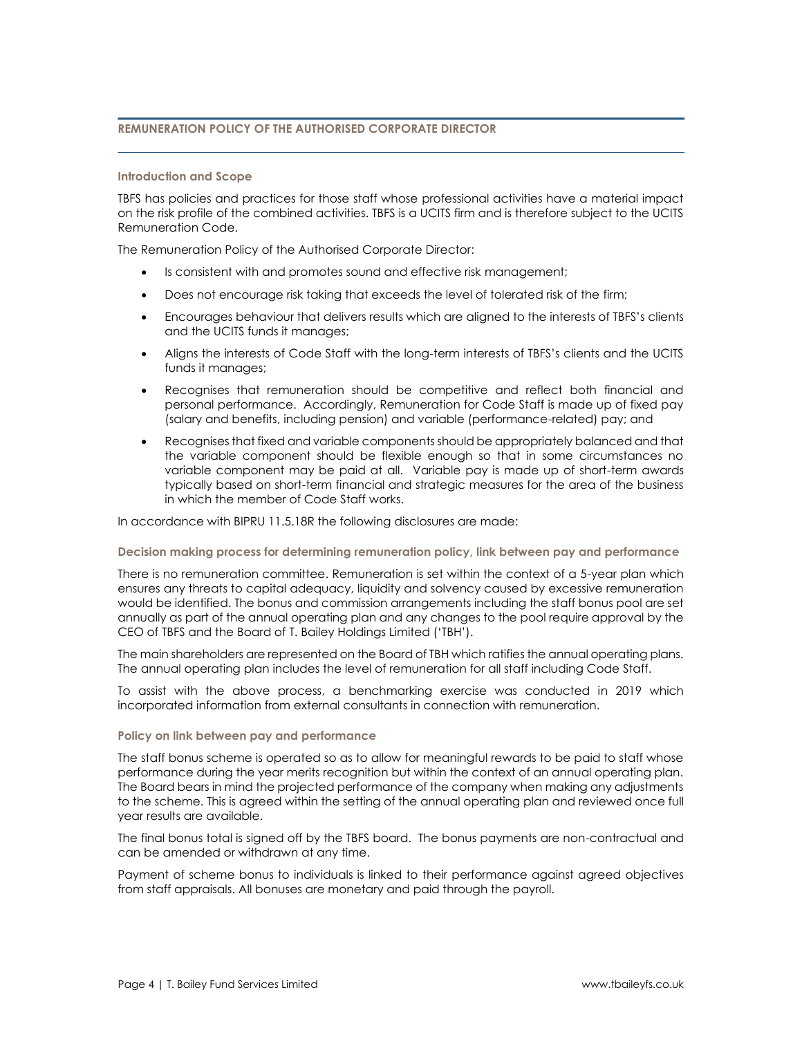## REMUNERATION POLICY OF THE AUTHORISED CORPORATE DIRECTOR

### Introduction and Scope

TBFS has policies and practices for those staff whose professional activities have a material impact on the risk profile of the combined activities. TBFS is a UCITS firm and is therefore subject to the UCITS Remuneration Code.

The Remuneration Policy of the Authorised Corporate Director:

- Is consistent with and promotes sound and effective risk management;
- Does not encourage risk taking that exceeds the level of tolerated risk of the firm;
- Encourages behaviour that delivers results which are aligned to the interests of TBFS's clients and the UCITS funds it manages;
- Aligns the interests of Code Staff with the long-term interests of TBFS's clients and the UCITS funds it manages;
- Recognises that remuneration should be competitive and reflect both financial and personal performance. Accordingly, Remuneration for Code Staff is made up of fixed pay (salary and benefits, including pension) and variable (performance-related) pay; and
- Recognises that fixed and variable components should be appropriately balanced and that the variable component should be flexible enough so that in some circumstances no variable component may be paid at all. Variable pay is made up of short-term awards typically based on short-term financial and strategic measures for the area of the business in which the member of Code Staff works.

In accordance with BIPRU 11.5.18R the following disclosures are made:

### Decision making process for determining remuneration policy, link between pay and performance

There is no remuneration committee. Remuneration is set within the context of a 5-year plan which ensures any threats to capital adequacy, liquidity and solvency caused by excessive remuneration would be identified. The bonus and commission arrangements including the staff bonus pool are set annually as part of the annual operating plan and any changes to the pool require approval by the CEO of TBFS and the Board of T. Bailey Holdings Limited ('TBH').

The main shareholders are represented on the Board of TBH which ratifies the annual operating plans. The annual operating plan includes the level of remuneration for all staff including Code Staff.

To assist with the above process, a benchmarking exercise was conducted in 2019 which incorporated information from external consultants in connection with remuneration.

### Policy on link between pay and performance

The staff bonus scheme is operated so as to allow for meaningful rewards to be paid to staff whose performance during the year merits recognition but within the context of an annual operating plan. The Board bears in mind the projected performance of the company when making any adjustments to the scheme. This is agreed within the setting of the annual operating plan and reviewed once full year results are available.

The final bonus total is signed off by the TBFS board. The bonus payments are non-contractual and can be amended or withdrawn at any time.

Payment of scheme bonus to individuals is linked to their performance against agreed objectives from staff appraisals. All bonuses are monetary and paid through the payroll.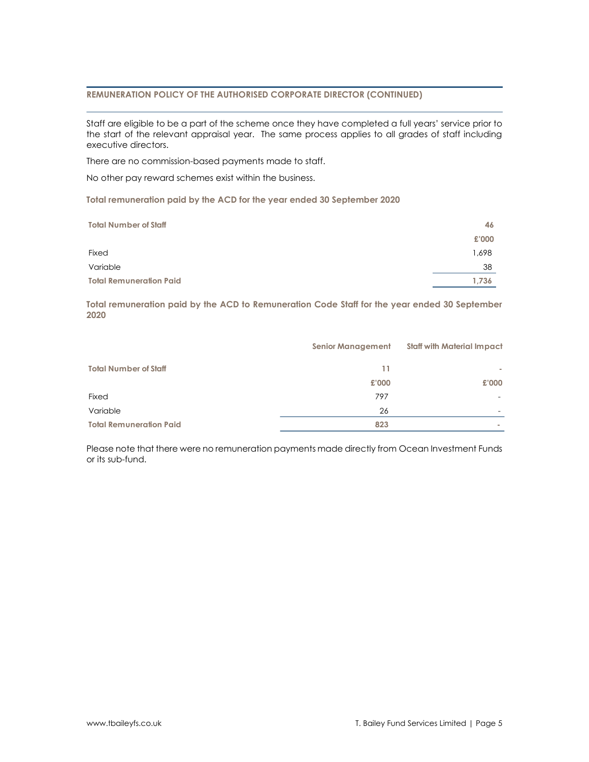## REMUNERATION POLICY OF THE AUTHORISED CORPORATE DIRECTOR (CONTINUED)

Staff are eligible to be a part of the scheme once they have completed a full years' service prior to the start of the relevant appraisal year. The same process applies to all grades of staff including executive directors.

There are no commission-based payments made to staff.

No other pay reward schemes exist within the business.

### Total remuneration paid by the ACD for the year ended 30 September 2020

| | |
|---|---|
| **Total Number of Staff** | **46** |
| | **£'000** |
| Fixed | 1,698 |
| Variable | 38 |
| **Total Remuneration Paid** | **1,736** |

### Total remuneration paid by the ACD to Remuneration Code Staff for the year ended 30 September 2020

| | Senior Management | Staff with Material Impact |
|---|---|---|
| **Total Number of Staff** | **11** | - |
| | **£'000** | **£'000** |
| Fixed | 797 | - |
| Variable | 26 | - |
| **Total Remuneration Paid** | **823** | - |

Please note that there were no remuneration payments made directly from Ocean Investment Funds or its sub-fund.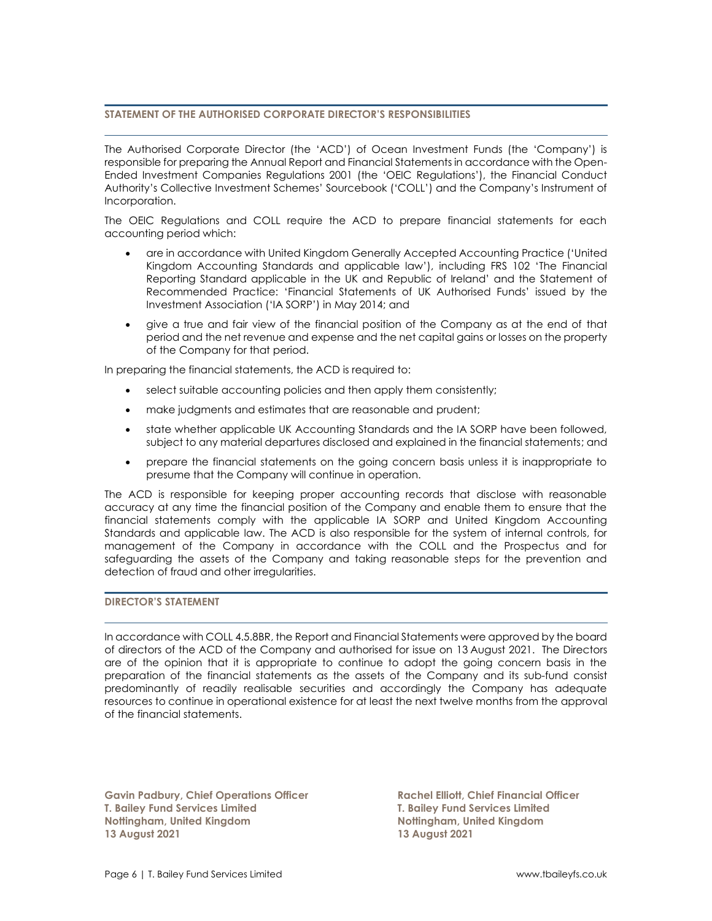## STATEMENT OF THE AUTHORISED CORPORATE DIRECTOR'S RESPONSIBILITIES

The Authorised Corporate Director (the 'ACD') of Ocean Investment Funds (the 'Company') is responsible for preparing the Annual Report and Financial Statements in accordance with the Open-Ended Investment Companies Regulations 2001 (the 'OEIC Regulations'), the Financial Conduct Authority's Collective Investment Schemes' Sourcebook ('COLL') and the Company's Instrument of Incorporation.

The OEIC Regulations and COLL require the ACD to prepare financial statements for each accounting period which:

- are in accordance with United Kingdom Generally Accepted Accounting Practice ('United Kingdom Accounting Standards and applicable law'), including FRS 102 'The Financial Reporting Standard applicable in the UK and Republic of Ireland' and the Statement of Recommended Practice: 'Financial Statements of UK Authorised Funds' issued by the Investment Association ('IA SORP') in May 2014; and
- give a true and fair view of the financial position of the Company as at the end of that period and the net revenue and expense and the net capital gains or losses on the property of the Company for that period.

In preparing the financial statements, the ACD is required to:

- select suitable accounting policies and then apply them consistently;
- make judgments and estimates that are reasonable and prudent;
- state whether applicable UK Accounting Standards and the IA SORP have been followed, subject to any material departures disclosed and explained in the financial statements; and
- prepare the financial statements on the going concern basis unless it is inappropriate to presume that the Company will continue in operation.

The ACD is responsible for keeping proper accounting records that disclose with reasonable accuracy at any time the financial position of the Company and enable them to ensure that the financial statements comply with the applicable IA SORP and United Kingdom Accounting Standards and applicable law. The ACD is also responsible for the system of internal controls, for management of the Company in accordance with the COLL and the Prospectus and for safeguarding the assets of the Company and taking reasonable steps for the prevention and detection of fraud and other irregularities.

## DIRECTOR'S STATEMENT

In accordance with COLL 4.5.8BR, the Report and Financial Statements were approved by the board of directors of the ACD of the Company and authorised for issue on 13 August 2021. The Directors are of the opinion that it is appropriate to continue to adopt the going concern basis in the preparation of the financial statements as the assets of the Company and its sub-fund consist predominantly of readily realisable securities and accordingly the Company has adequate resources to continue in operational existence for at least the next twelve months from the approval of the financial statements.

**Gavin Padbury, Chief Operations Officer**
**T. Bailey Fund Services Limited**
**Nottingham, United Kingdom**
**13 August 2021**

**Rachel Elliott, Chief Financial Officer**
**T. Bailey Fund Services Limited**
**Nottingham, United Kingdom**
**13 August 2021**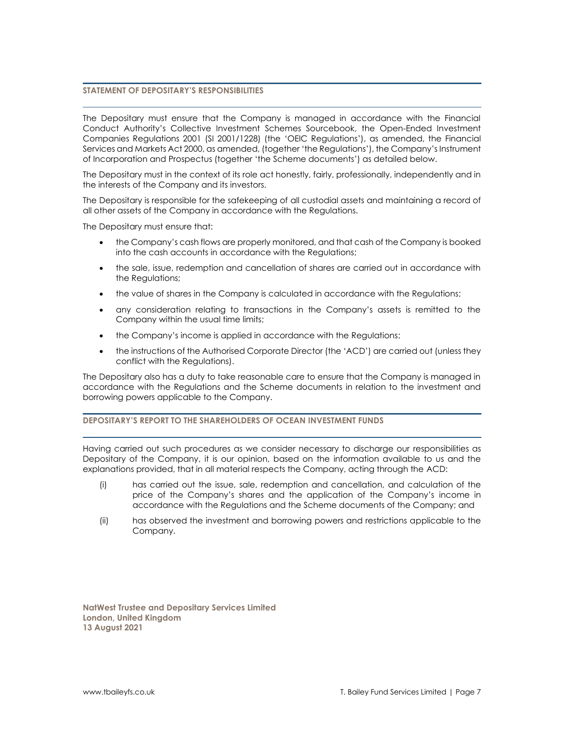## STATEMENT OF DEPOSITARY'S RESPONSIBILITIES

The Depositary must ensure that the Company is managed in accordance with the Financial Conduct Authority's Collective Investment Schemes Sourcebook, the Open-Ended Investment Companies Regulations 2001 (SI 2001/1228) (the 'OEIC Regulations'), as amended, the Financial Services and Markets Act 2000, as amended, (together 'the Regulations'), the Company's Instrument of Incorporation and Prospectus (together 'the Scheme documents') as detailed below.

The Depositary must in the context of its role act honestly, fairly, professionally, independently and in the interests of the Company and its investors.

The Depositary is responsible for the safekeeping of all custodial assets and maintaining a record of all other assets of the Company in accordance with the Regulations.

The Depositary must ensure that:

- the Company's cash flows are properly monitored, and that cash of the Company is booked into the cash accounts in accordance with the Regulations;
- the sale, issue, redemption and cancellation of shares are carried out in accordance with the Regulations;
- the value of shares in the Company is calculated in accordance with the Regulations;
- any consideration relating to transactions in the Company's assets is remitted to the Company within the usual time limits;
- the Company's income is applied in accordance with the Regulations;
- the instructions of the Authorised Corporate Director (the 'ACD') are carried out (unless they conflict with the Regulations).

The Depositary also has a duty to take reasonable care to ensure that the Company is managed in accordance with the Regulations and the Scheme documents in relation to the investment and borrowing powers applicable to the Company.

## DEPOSITARY'S REPORT TO THE SHAREHOLDERS OF OCEAN INVESTMENT FUNDS

Having carried out such procedures as we consider necessary to discharge our responsibilities as Depositary of the Company, it is our opinion, based on the information available to us and the explanations provided, that in all material respects the Company, acting through the ACD:

(i) has carried out the issue, sale, redemption and cancellation, and calculation of the price of the Company's shares and the application of the Company's income in accordance with the Regulations and the Scheme documents of the Company; and

(ii) has observed the investment and borrowing powers and restrictions applicable to the Company.

**NatWest Trustee and Depositary Services Limited**
**London, United Kingdom**
**13 August 2021**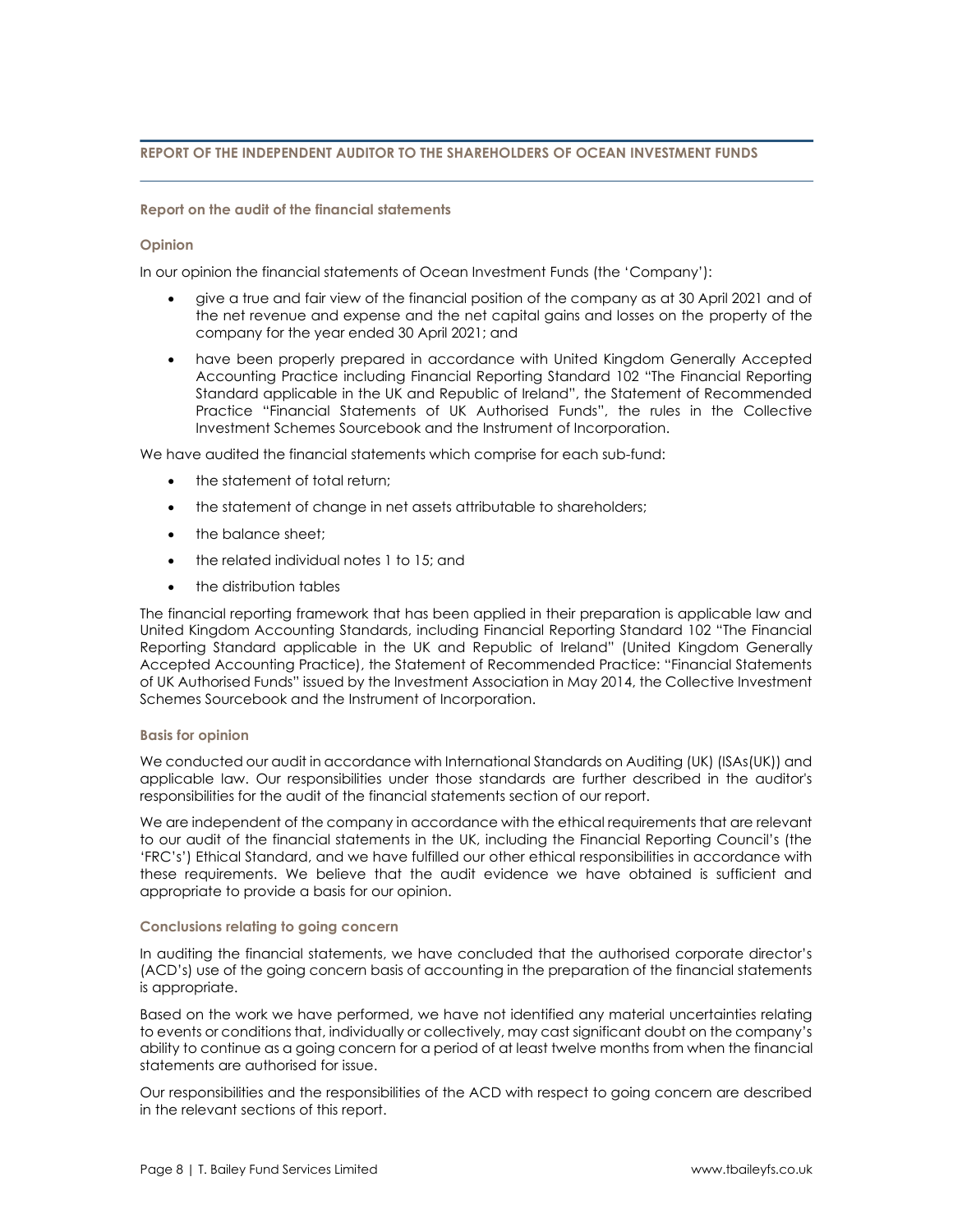## REPORT OF THE INDEPENDENT AUDITOR TO THE SHAREHOLDERS OF OCEAN INVESTMENT FUNDS

### Report on the audit of the financial statements

#### Opinion

In our opinion the financial statements of Ocean Investment Funds (the 'Company'):

- give a true and fair view of the financial position of the company as at 30 April 2021 and of the net revenue and expense and the net capital gains and losses on the property of the company for the year ended 30 April 2021; and
- have been properly prepared in accordance with United Kingdom Generally Accepted Accounting Practice including Financial Reporting Standard 102 "The Financial Reporting Standard applicable in the UK and Republic of Ireland", the Statement of Recommended Practice "Financial Statements of UK Authorised Funds", the rules in the Collective Investment Schemes Sourcebook and the Instrument of Incorporation.

We have audited the financial statements which comprise for each sub-fund:

- the statement of total return;
- the statement of change in net assets attributable to shareholders;
- the balance sheet;
- the related individual notes 1 to 15; and
- the distribution tables

The financial reporting framework that has been applied in their preparation is applicable law and United Kingdom Accounting Standards, including Financial Reporting Standard 102 "The Financial Reporting Standard applicable in the UK and Republic of Ireland" (United Kingdom Generally Accepted Accounting Practice), the Statement of Recommended Practice: "Financial Statements of UK Authorised Funds" issued by the Investment Association in May 2014, the Collective Investment Schemes Sourcebook and the Instrument of Incorporation.

#### Basis for opinion

We conducted our audit in accordance with International Standards on Auditing (UK) (ISAs(UK)) and applicable law. Our responsibilities under those standards are further described in the auditor's responsibilities for the audit of the financial statements section of our report.

We are independent of the company in accordance with the ethical requirements that are relevant to our audit of the financial statements in the UK, including the Financial Reporting Council's (the 'FRC's') Ethical Standard, and we have fulfilled our other ethical responsibilities in accordance with these requirements. We believe that the audit evidence we have obtained is sufficient and appropriate to provide a basis for our opinion.

#### Conclusions relating to going concern

In auditing the financial statements, we have concluded that the authorised corporate director's (ACD's) use of the going concern basis of accounting in the preparation of the financial statements is appropriate.

Based on the work we have performed, we have not identified any material uncertainties relating to events or conditions that, individually or collectively, may cast significant doubt on the company's ability to continue as a going concern for a period of at least twelve months from when the financial statements are authorised for issue.

Our responsibilities and the responsibilities of the ACD with respect to going concern are described in the relevant sections of this report.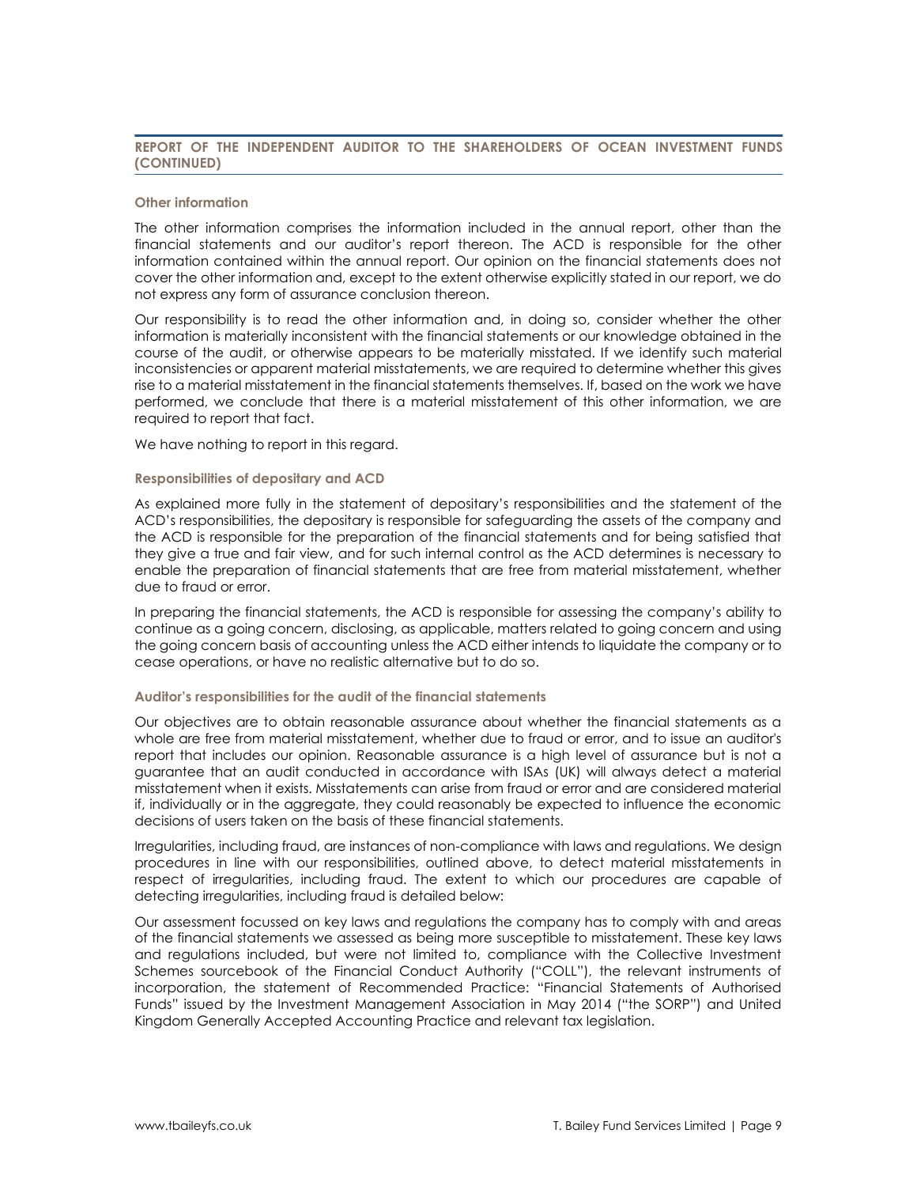## REPORT OF THE INDEPENDENT AUDITOR TO THE SHAREHOLDERS OF OCEAN INVESTMENT FUNDS (CONTINUED)

### Other information

The other information comprises the information included in the annual report, other than the financial statements and our auditor's report thereon. The ACD is responsible for the other information contained within the annual report. Our opinion on the financial statements does not cover the other information and, except to the extent otherwise explicitly stated in our report, we do not express any form of assurance conclusion thereon.

Our responsibility is to read the other information and, in doing so, consider whether the other information is materially inconsistent with the financial statements or our knowledge obtained in the course of the audit, or otherwise appears to be materially misstated. If we identify such material inconsistencies or apparent material misstatements, we are required to determine whether this gives rise to a material misstatement in the financial statements themselves. If, based on the work we have performed, we conclude that there is a material misstatement of this other information, we are required to report that fact.

We have nothing to report in this regard.

### Responsibilities of depositary and ACD

As explained more fully in the statement of depositary's responsibilities and the statement of the ACD's responsibilities, the depositary is responsible for safeguarding the assets of the company and the ACD is responsible for the preparation of the financial statements and for being satisfied that they give a true and fair view, and for such internal control as the ACD determines is necessary to enable the preparation of financial statements that are free from material misstatement, whether due to fraud or error.

In preparing the financial statements, the ACD is responsible for assessing the company's ability to continue as a going concern, disclosing, as applicable, matters related to going concern and using the going concern basis of accounting unless the ACD either intends to liquidate the company or to cease operations, or have no realistic alternative but to do so.

### Auditor's responsibilities for the audit of the financial statements

Our objectives are to obtain reasonable assurance about whether the financial statements as a whole are free from material misstatement, whether due to fraud or error, and to issue an auditor's report that includes our opinion. Reasonable assurance is a high level of assurance but is not a guarantee that an audit conducted in accordance with ISAs (UK) will always detect a material misstatement when it exists. Misstatements can arise from fraud or error and are considered material if, individually or in the aggregate, they could reasonably be expected to influence the economic decisions of users taken on the basis of these financial statements.

Irregularities, including fraud, are instances of non-compliance with laws and regulations. We design procedures in line with our responsibilities, outlined above, to detect material misstatements in respect of irregularities, including fraud. The extent to which our procedures are capable of detecting irregularities, including fraud is detailed below:

Our assessment focussed on key laws and regulations the company has to comply with and areas of the financial statements we assessed as being more susceptible to misstatement. These key laws and regulations included, but were not limited to, compliance with the Collective Investment Schemes sourcebook of the Financial Conduct Authority ("COLL"), the relevant instruments of incorporation, the statement of Recommended Practice: "Financial Statements of Authorised Funds" issued by the Investment Management Association in May 2014 ("the SORP") and United Kingdom Generally Accepted Accounting Practice and relevant tax legislation.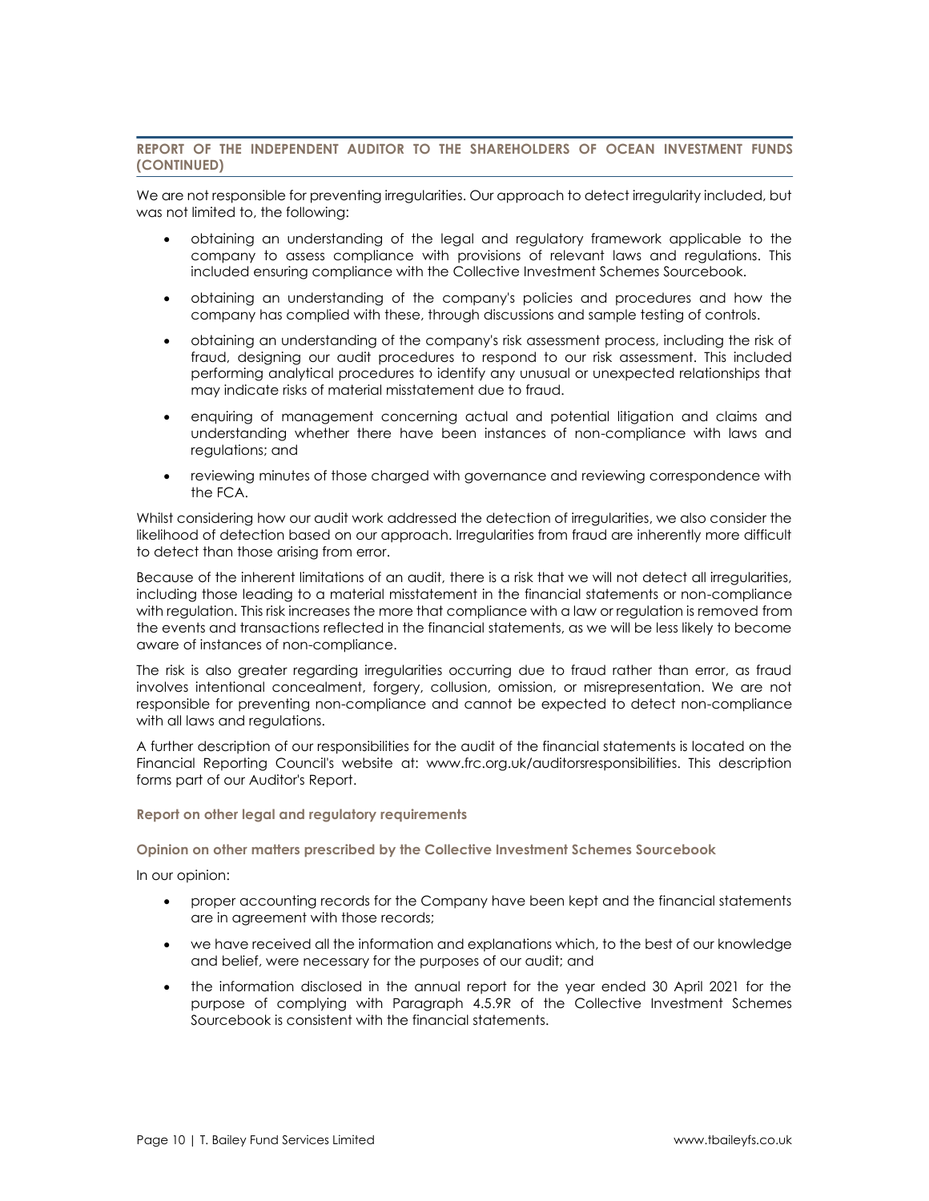## REPORT OF THE INDEPENDENT AUDITOR TO THE SHAREHOLDERS OF OCEAN INVESTMENT FUNDS (CONTINUED)

We are not responsible for preventing irregularities. Our approach to detect irregularity included, but was not limited to, the following:

- obtaining an understanding of the legal and regulatory framework applicable to the company to assess compliance with provisions of relevant laws and regulations. This included ensuring compliance with the Collective Investment Schemes Sourcebook.
- obtaining an understanding of the company's policies and procedures and how the company has complied with these, through discussions and sample testing of controls.
- obtaining an understanding of the company's risk assessment process, including the risk of fraud, designing our audit procedures to respond to our risk assessment. This included performing analytical procedures to identify any unusual or unexpected relationships that may indicate risks of material misstatement due to fraud.
- enquiring of management concerning actual and potential litigation and claims and understanding whether there have been instances of non-compliance with laws and regulations; and
- reviewing minutes of those charged with governance and reviewing correspondence with the FCA.

Whilst considering how our audit work addressed the detection of irregularities, we also consider the likelihood of detection based on our approach. Irregularities from fraud are inherently more difficult to detect than those arising from error.

Because of the inherent limitations of an audit, there is a risk that we will not detect all irregularities, including those leading to a material misstatement in the financial statements or non-compliance with regulation. This risk increases the more that compliance with a law or regulation is removed from the events and transactions reflected in the financial statements, as we will be less likely to become aware of instances of non-compliance.

The risk is also greater regarding irregularities occurring due to fraud rather than error, as fraud involves intentional concealment, forgery, collusion, omission, or misrepresentation. We are not responsible for preventing non-compliance and cannot be expected to detect non-compliance with all laws and regulations.

A further description of our responsibilities for the audit of the financial statements is located on the Financial Reporting Council's website at: www.frc.org.uk/auditorsresponsibilities. This description forms part of our Auditor's Report.

### Report on other legal and regulatory requirements

#### Opinion on other matters prescribed by the Collective Investment Schemes Sourcebook

In our opinion:

- proper accounting records for the Company have been kept and the financial statements are in agreement with those records;
- we have received all the information and explanations which, to the best of our knowledge and belief, were necessary for the purposes of our audit; and
- the information disclosed in the annual report for the year ended 30 April 2021 for the purpose of complying with Paragraph 4.5.9R of the Collective Investment Schemes Sourcebook is consistent with the financial statements.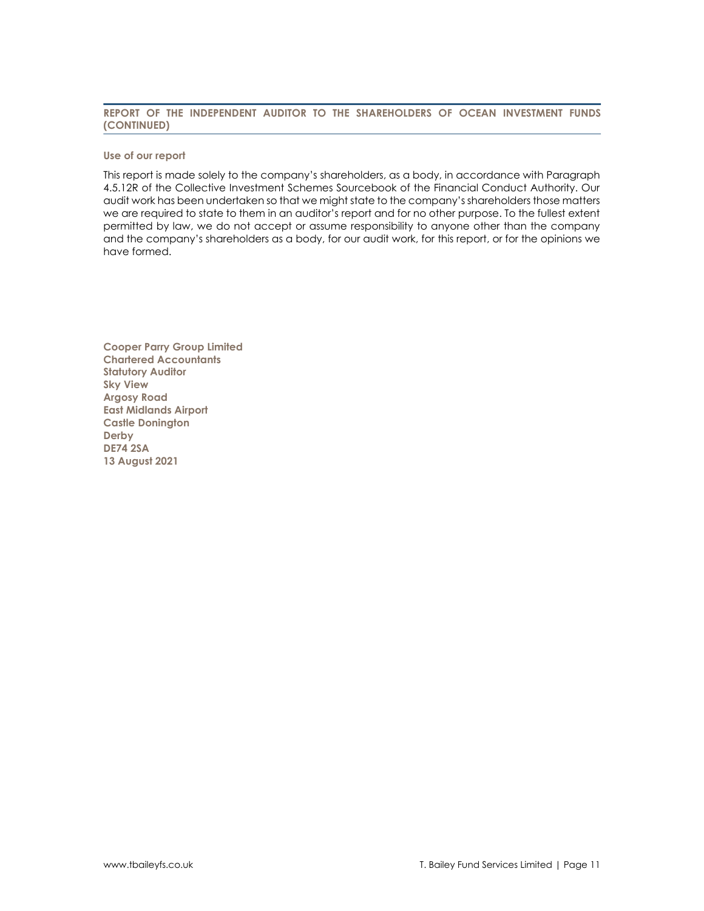## REPORT OF THE INDEPENDENT AUDITOR TO THE SHAREHOLDERS OF OCEAN INVESTMENT FUNDS (CONTINUED)

### Use of our report

This report is made solely to the company's shareholders, as a body, in accordance with Paragraph 4.5.12R of the Collective Investment Schemes Sourcebook of the Financial Conduct Authority. Our audit work has been undertaken so that we might state to the company's shareholders those matters we are required to state to them in an auditor's report and for no other purpose. To the fullest extent permitted by law, we do not accept or assume responsibility to anyone other than the company and the company's shareholders as a body, for our audit work, for this report, or for the opinions we have formed.

**Cooper Parry Group Limited**
**Chartered Accountants**
**Statutory Auditor**
**Sky View**
**Argosy Road**
**East Midlands Airport**
**Castle Donington**
**Derby**
**DE74 2SA**
**13 August 2021**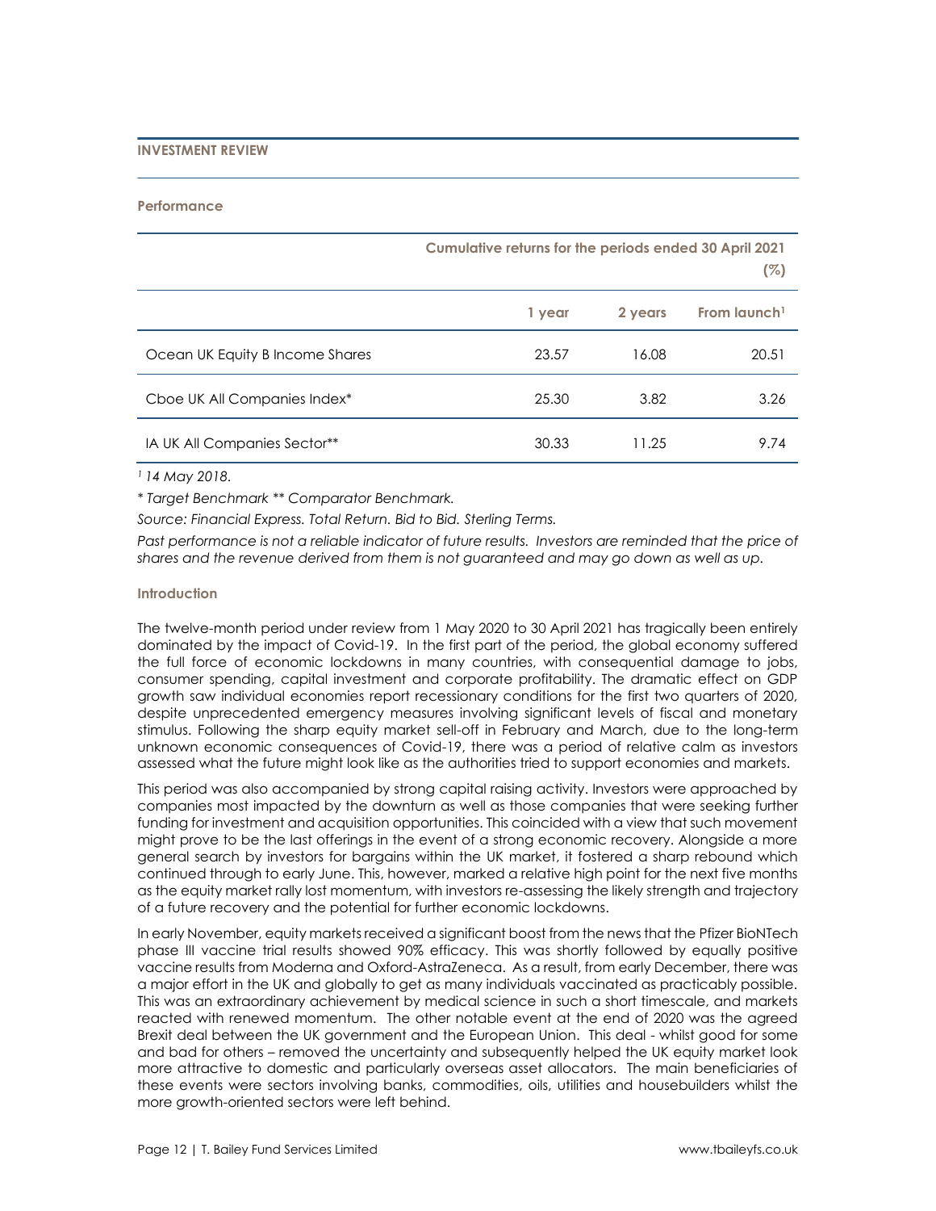## INVESTMENT REVIEW

### Performance

| | Cumulative returns for the periods ended 30 April 2021 (%) | | |
|---|---|---|---|
| | 1 year | 2 years | From launch[1] |
| Ocean UK Equity B Income Shares | 23.57 | 16.08 | 20.51 |
| Cboe UK All Companies Index* | 25.30 | 3.82 | 3.26 |
| IA UK All Companies Sector** | 30.33 | 11.25 | 9.74 |

*[1] 14 May 2018.*

*\* Target Benchmark \*\* Comparator Benchmark.*

*Source: Financial Express. Total Return. Bid to Bid. Sterling Terms.*

*Past performance is not a reliable indicator of future results. Investors are reminded that the price of shares and the revenue derived from them is not guaranteed and may go down as well as up.*

### Introduction

The twelve-month period under review from 1 May 2020 to 30 April 2021 has tragically been entirely dominated by the impact of Covid-19. In the first part of the period, the global economy suffered the full force of economic lockdowns in many countries, with consequential damage to jobs, consumer spending, capital investment and corporate profitability. The dramatic effect on GDP growth saw individual economies report recessionary conditions for the first two quarters of 2020, despite unprecedented emergency measures involving significant levels of fiscal and monetary stimulus. Following the sharp equity market sell-off in February and March, due to the long-term unknown economic consequences of Covid-19, there was a period of relative calm as investors assessed what the future might look like as the authorities tried to support economies and markets.

This period was also accompanied by strong capital raising activity. Investors were approached by companies most impacted by the downturn as well as those companies that were seeking further funding for investment and acquisition opportunities. This coincided with a view that such movement might prove to be the last offerings in the event of a strong economic recovery. Alongside a more general search by investors for bargains within the UK market, it fostered a sharp rebound which continued through to early June. This, however, marked a relative high point for the next five months as the equity market rally lost momentum, with investors re-assessing the likely strength and trajectory of a future recovery and the potential for further economic lockdowns.

In early November, equity markets received a significant boost from the news that the Pfizer BioNTech phase III vaccine trial results showed 90% efficacy. This was shortly followed by equally positive vaccine results from Moderna and Oxford-AstraZeneca. As a result, from early December, there was a major effort in the UK and globally to get as many individuals vaccinated as practicably possible. This was an extraordinary achievement by medical science in such a short timescale, and markets reacted with renewed momentum. The other notable event at the end of 2020 was the agreed Brexit deal between the UK government and the European Union. This deal - whilst good for some and bad for others – removed the uncertainty and subsequently helped the UK equity market look more attractive to domestic and particularly overseas asset allocators. The main beneficiaries of these events were sectors involving banks, commodities, oils, utilities and housebuilders whilst the more growth-oriented sectors were left behind.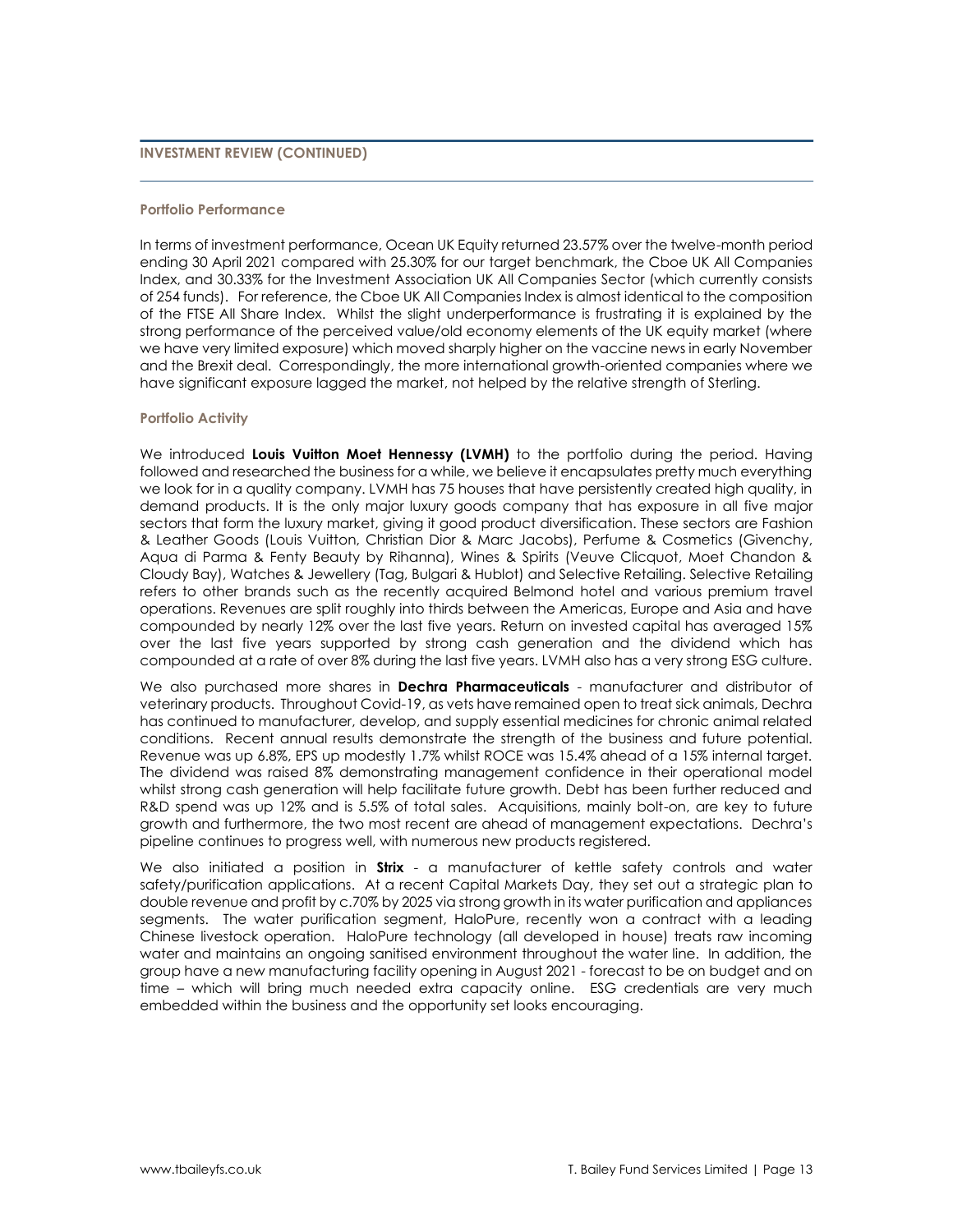## INVESTMENT REVIEW (CONTINUED)

### Portfolio Performance

In terms of investment performance, Ocean UK Equity returned 23.57% over the twelve-month period ending 30 April 2021 compared with 25.30% for our target benchmark, the Cboe UK All Companies Index, and 30.33% for the Investment Association UK All Companies Sector (which currently consists of 254 funds). For reference, the Cboe UK All Companies Index is almost identical to the composition of the FTSE All Share Index. Whilst the slight underperformance is frustrating it is explained by the strong performance of the perceived value/old economy elements of the UK equity market (where we have very limited exposure) which moved sharply higher on the vaccine news in early November and the Brexit deal. Correspondingly, the more international growth-oriented companies where we have significant exposure lagged the market, not helped by the relative strength of Sterling.

### Portfolio Activity

We introduced **Louis Vuitton Moet Hennessy (LVMH)** to the portfolio during the period. Having followed and researched the business for a while, we believe it encapsulates pretty much everything we look for in a quality company. LVMH has 75 houses that have persistently created high quality, in demand products. It is the only major luxury goods company that has exposure in all five major sectors that form the luxury market, giving it good product diversification. These sectors are Fashion & Leather Goods (Louis Vuitton, Christian Dior & Marc Jacobs), Perfume & Cosmetics (Givenchy, Aqua di Parma & Fenty Beauty by Rihanna), Wines & Spirits (Veuve Clicquot, Moet Chandon & Cloudy Bay), Watches & Jewellery (Tag, Bulgari & Hublot) and Selective Retailing. Selective Retailing refers to other brands such as the recently acquired Belmond hotel and various premium travel operations. Revenues are split roughly into thirds between the Americas, Europe and Asia and have compounded by nearly 12% over the last five years. Return on invested capital has averaged 15% over the last five years supported by strong cash generation and the dividend which has compounded at a rate of over 8% during the last five years. LVMH also has a very strong ESG culture.

We also purchased more shares in **Dechra Pharmaceuticals** - manufacturer and distributor of veterinary products. Throughout Covid-19, as vets have remained open to treat sick animals, Dechra has continued to manufacturer, develop, and supply essential medicines for chronic animal related conditions. Recent annual results demonstrate the strength of the business and future potential. Revenue was up 6.8%, EPS up modestly 1.7% whilst ROCE was 15.4% ahead of a 15% internal target. The dividend was raised 8% demonstrating management confidence in their operational model whilst strong cash generation will help facilitate future growth. Debt has been further reduced and R&D spend was up 12% and is 5.5% of total sales. Acquisitions, mainly bolt-on, are key to future growth and furthermore, the two most recent are ahead of management expectations. Dechra's pipeline continues to progress well, with numerous new products registered.

We also initiated a position in **Strix** - a manufacturer of kettle safety controls and water safety/purification applications. At a recent Capital Markets Day, they set out a strategic plan to double revenue and profit by c.70% by 2025 via strong growth in its water purification and appliances segments. The water purification segment, HaloPure, recently won a contract with a leading Chinese livestock operation. HaloPure technology (all developed in house) treats raw incoming water and maintains an ongoing sanitised environment throughout the water line. In addition, the group have a new manufacturing facility opening in August 2021 - forecast to be on budget and on time – which will bring much needed extra capacity online. ESG credentials are very much embedded within the business and the opportunity set looks encouraging.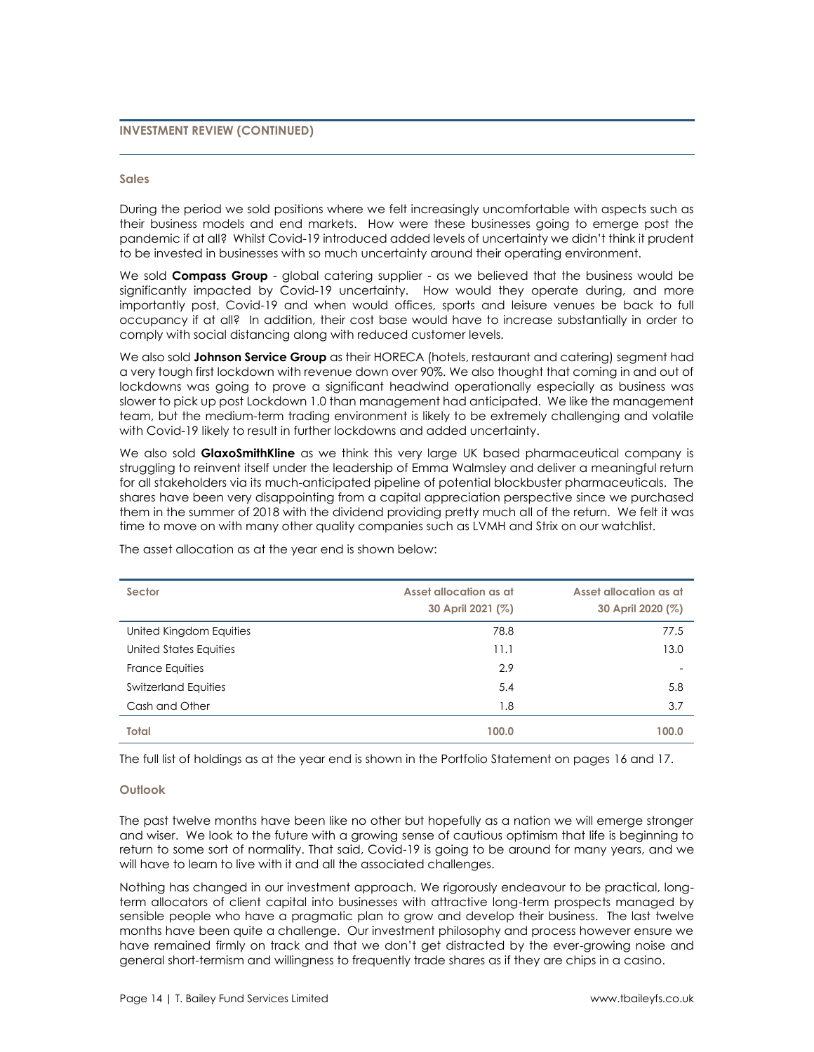## INVESTMENT REVIEW (CONTINUED)

### Sales

During the period we sold positions where we felt increasingly uncomfortable with aspects such as their business models and end markets. How were these businesses going to emerge post the pandemic if at all? Whilst Covid-19 introduced added levels of uncertainty we didn't think it prudent to be invested in businesses with so much uncertainty around their operating environment.

We sold **Compass Group** - global catering supplier - as we believed that the business would be significantly impacted by Covid-19 uncertainty. How would they operate during, and more importantly post, Covid-19 and when would offices, sports and leisure venues be back to full occupancy if at all? In addition, their cost base would have to increase substantially in order to comply with social distancing along with reduced customer levels.

We also sold **Johnson Service Group** as their HORECA (hotels, restaurant and catering) segment had a very tough first lockdown with revenue down over 90%. We also thought that coming in and out of lockdowns was going to prove a significant headwind operationally especially as business was slower to pick up post Lockdown 1.0 than management had anticipated. We like the management team, but the medium-term trading environment is likely to be extremely challenging and volatile with Covid-19 likely to result in further lockdowns and added uncertainty.

We also sold **GlaxoSmithKline** as we think this very large UK based pharmaceutical company is struggling to reinvent itself under the leadership of Emma Walmsley and deliver a meaningful return for all stakeholders via its much-anticipated pipeline of potential blockbuster pharmaceuticals. The shares have been very disappointing from a capital appreciation perspective since we purchased them in the summer of 2018 with the dividend providing pretty much all of the return. We felt it was time to move on with many other quality companies such as LVMH and Strix on our watchlist.

The asset allocation as at the year end is shown below:

| Sector | Asset allocation as at 30 April 2021 (%) | Asset allocation as at 30 April 2020 (%) |
|---|---:|---:|
| United Kingdom Equities | 78.8 | 77.5 |
| United States Equities | 11.1 | 13.0 |
| France Equities | 2.9 | - |
| Switzerland Equities | 5.4 | 5.8 |
| Cash and Other | 1.8 | 3.7 |
| **Total** | **100.0** | **100.0** |

The full list of holdings as at the year end is shown in the Portfolio Statement on pages 16 and 17.

### Outlook

The past twelve months have been like no other but hopefully as a nation we will emerge stronger and wiser. We look to the future with a growing sense of cautious optimism that life is beginning to return to some sort of normality. That said, Covid-19 is going to be around for many years, and we will have to learn to live with it and all the associated challenges.

Nothing has changed in our investment approach. We rigorously endeavour to be practical, long-term allocators of client capital into businesses with attractive long-term prospects managed by sensible people who have a pragmatic plan to grow and develop their business. The last twelve months have been quite a challenge. Our investment philosophy and process however ensure we have remained firmly on track and that we don't get distracted by the ever-growing noise and general short-termism and willingness to frequently trade shares as if they are chips in a casino.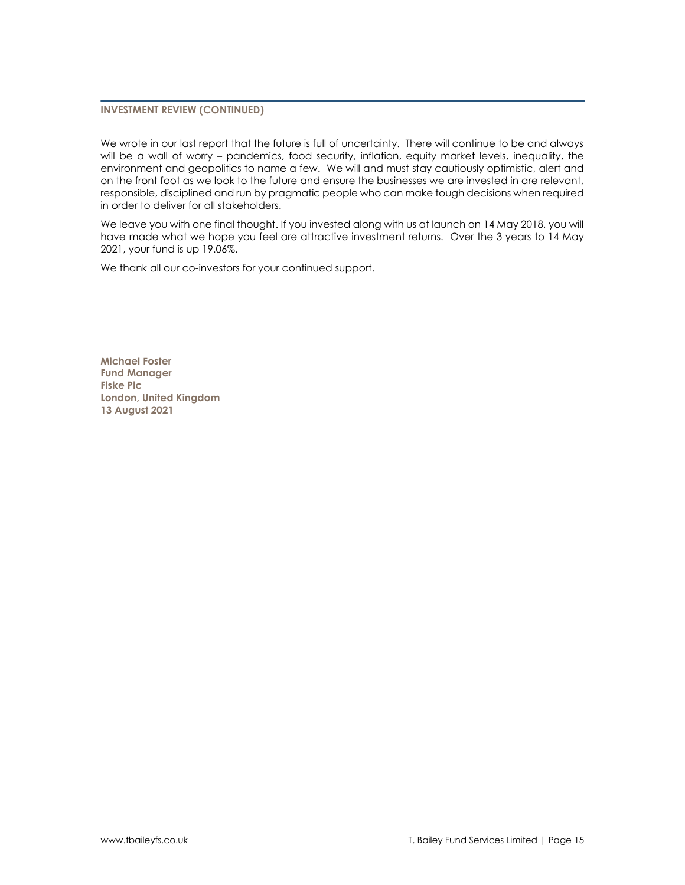## INVESTMENT REVIEW (CONTINUED)

We wrote in our last report that the future is full of uncertainty. There will continue to be and always will be a wall of worry – pandemics, food security, inflation, equity market levels, inequality, the environment and geopolitics to name a few. We will and must stay cautiously optimistic, alert and on the front foot as we look to the future and ensure the businesses we are invested in are relevant, responsible, disciplined and run by pragmatic people who can make tough decisions when required in order to deliver for all stakeholders.

We leave you with one final thought. If you invested along with us at launch on 14 May 2018, you will have made what we hope you feel are attractive investment returns. Over the 3 years to 14 May 2021, your fund is up 19.06%.

We thank all our co-investors for your continued support.

**Michael Foster**
**Fund Manager**
**Fiske Plc**
**London, United Kingdom**
**13 August 2021**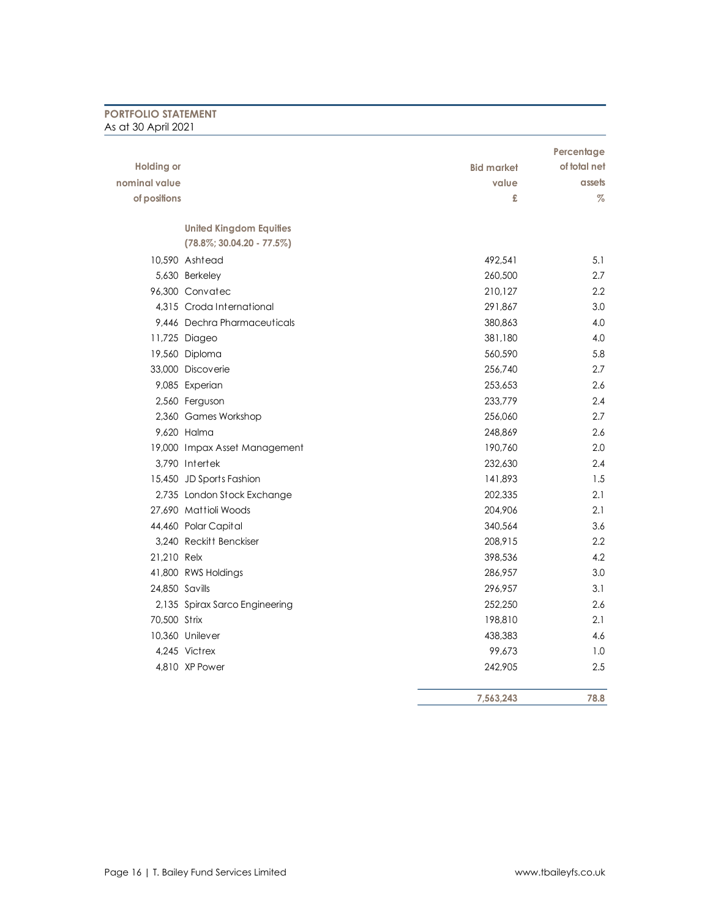## PORTFOLIO STATEMENT

As at 30 April 2021

| Holding or nominal value of positions | | Bid market value £ | Percentage of total net assets % |
|---|---|---|---|
| | **United Kingdom Equities (78.8%; 30.04.20 - 77.5%)** | | |
| 10,590 | Ashtead | 492,541 | 5.1 |
| 5,630 | Berkeley | 260,500 | 2.7 |
| 96,300 | Convatec | 210,127 | 2.2 |
| 4,315 | Croda International | 291,867 | 3.0 |
| 9,446 | Dechra Pharmaceuticals | 380,863 | 4.0 |
| 11,725 | Diageo | 381,180 | 4.0 |
| 19,560 | Diploma | 560,590 | 5.8 |
| 33,000 | Discoverie | 256,740 | 2.7 |
| 9,085 | Experian | 253,653 | 2.6 |
| 2,560 | Ferguson | 233,779 | 2.4 |
| 2,360 | Games Workshop | 256,060 | 2.7 |
| 9,620 | Halma | 248,869 | 2.6 |
| 19,000 | Impax Asset Management | 190,760 | 2.0 |
| 3,790 | Intertek | 232,630 | 2.4 |
| 15,450 | JD Sports Fashion | 141,893 | 1.5 |
| 2,735 | London Stock Exchange | 202,335 | 2.1 |
| 27,690 | Mattioli Woods | 204,906 | 2.1 |
| 44,460 | Polar Capital | 340,564 | 3.6 |
| 3,240 | Reckitt Benckiser | 208,915 | 2.2 |
| 21,210 | Relx | 398,536 | 4.2 |
| 41,800 | RWS Holdings | 286,957 | 3.0 |
| 24,850 | Savills | 296,957 | 3.1 |
| 2,135 | Spirax Sarco Engineering | 252,250 | 2.6 |
| 70,500 | Strix | 198,810 | 2.1 |
| 10,360 | Unilever | 438,383 | 4.6 |
| 4,245 | Victrex | 99,673 | 1.0 |
| 4,810 | XP Power | 242,905 | 2.5 |
| | | **7,563,243** | **78.8** |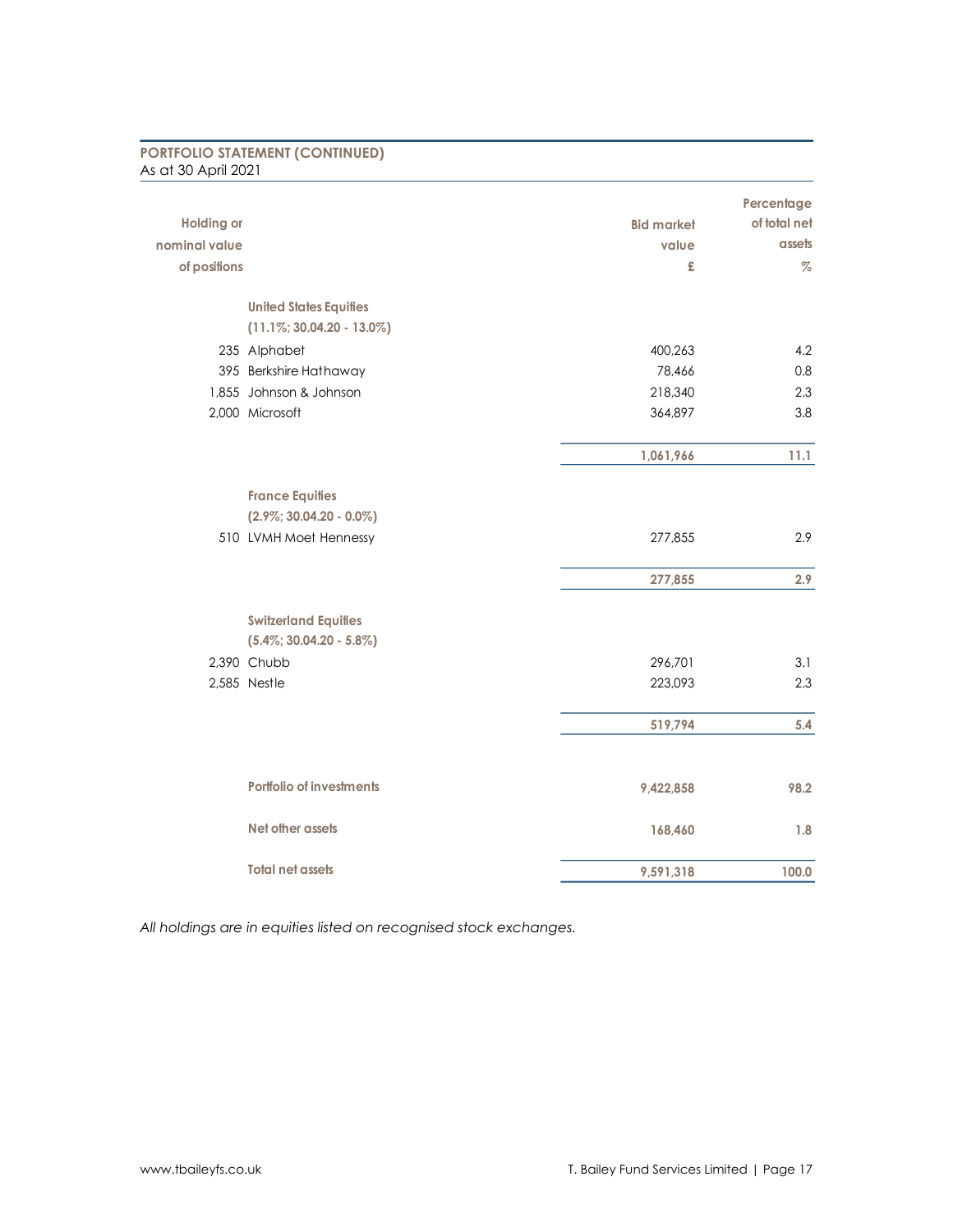## PORTFOLIO STATEMENT (CONTINUED)

As at 30 April 2021

| Holding or nominal value of positions | | Bid market value £ | Percentage of total net assets % |
|---|---|---|---|
| | **United States Equities (11.1%; 30.04.20 - 13.0%)** | | |
| 235 | Alphabet | 400,263 | 4.2 |
| 395 | Berkshire Hathaway | 78,466 | 0.8 |
| 1,855 | Johnson & Johnson | 218,340 | 2.3 |
| 2,000 | Microsoft | 364,897 | 3.8 |
| | | **1,061,966** | **11.1** |
| | **France Equities (2.9%; 30.04.20 - 0.0%)** | | |
| 510 | LVMH Moet Hennessy | 277,855 | 2.9 |
| | | **277,855** | **2.9** |
| | **Switzerland Equities (5.4%; 30.04.20 - 5.8%)** | | |
| 2,390 | Chubb | 296,701 | 3.1 |
| 2,585 | Nestle | 223,093 | 2.3 |
| | | **519,794** | **5.4** |
| | **Portfolio of investments** | **9,422,858** | **98.2** |
| | **Net other assets** | **168,460** | **1.8** |
| | **Total net assets** | **9,591,318** | **100.0** |

*All holdings are in equities listed on recognised stock exchanges.*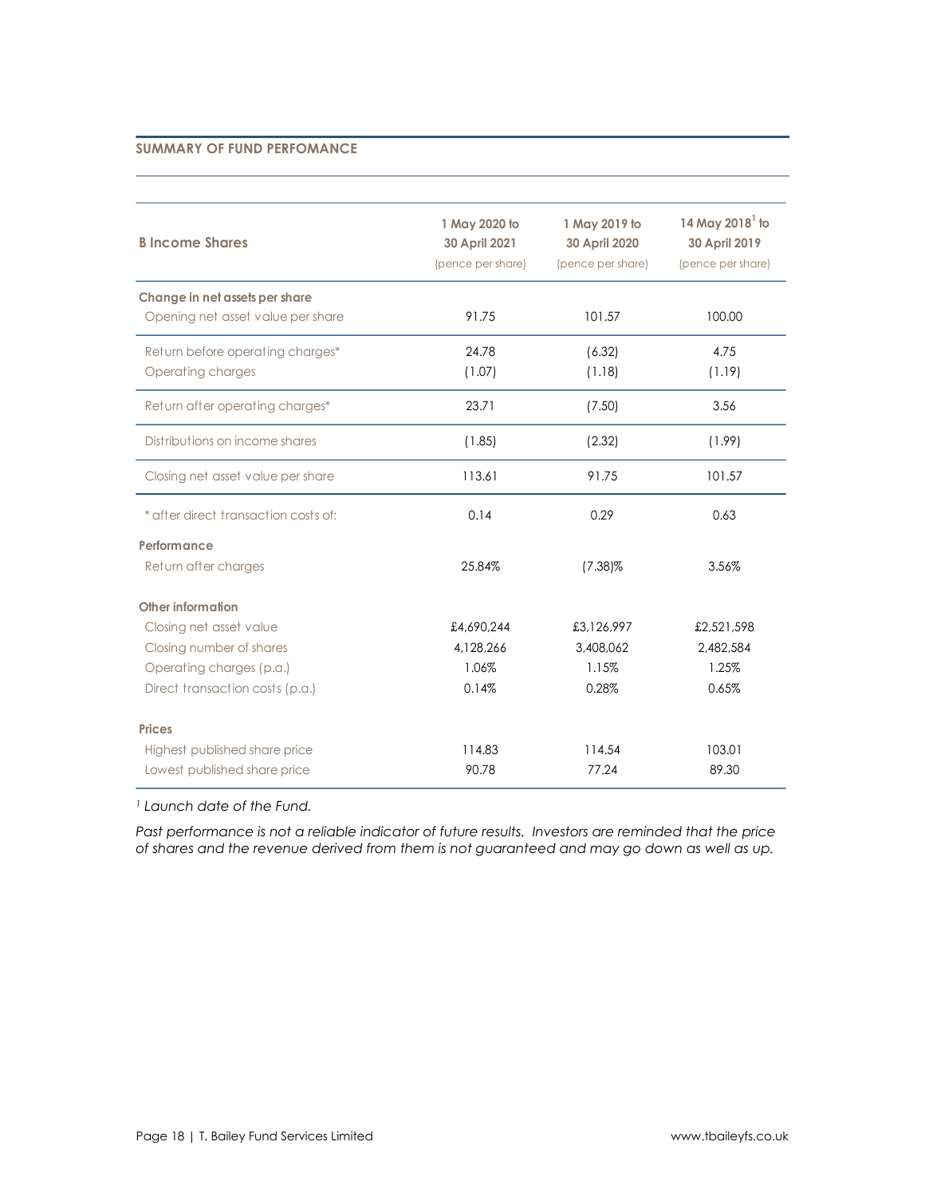## SUMMARY OF FUND PERFOMANCE

| B Income Shares | 1 May 2020 to 30 April 2021 (pence per share) | 1 May 2019 to 30 April 2020 (pence per share) | 14 May 2018[1] to 30 April 2019 (pence per share) |
|---|---|---|---|
| **Change in net assets per share** | | | |
| Opening net asset value per share | 91.75 | 101.57 | 100.00 |
| Return before operating charges* | 24.78 | (6.32) | 4.75 |
| Operating charges | (1.07) | (1.18) | (1.19) |
| Return after operating charges* | 23.71 | (7.50) | 3.56 |
| Distributions on income shares | (1.85) | (2.32) | (1.99) |
| Closing net asset value per share | 113.61 | 91.75 | 101.57 |
| * after direct transaction costs of: | 0.14 | 0.29 | 0.63 |
| **Performance** | | | |
| Return after charges | 25.84% | (7.38)% | 3.56% |
| **Other information** | | | |
| Closing net asset value | £4,690,244 | £3,126,997 | £2,521,598 |
| Closing number of shares | 4,128,266 | 3,408,062 | 2,482,584 |
| Operating charges (p.a.) | 1.06% | 1.15% | 1.25% |
| Direct transaction costs (p.a.) | 0.14% | 0.28% | 0.65% |
| **Prices** | | | |
| Highest published share price | 114.83 | 114.54 | 103.01 |
| Lowest published share price | 90.78 | 77.24 | 89.30 |

*[1] Launch date of the Fund.*

*Past performance is not a reliable indicator of future results. Investors are reminded that the price of shares and the revenue derived from them is not guaranteed and may go down as well as up.*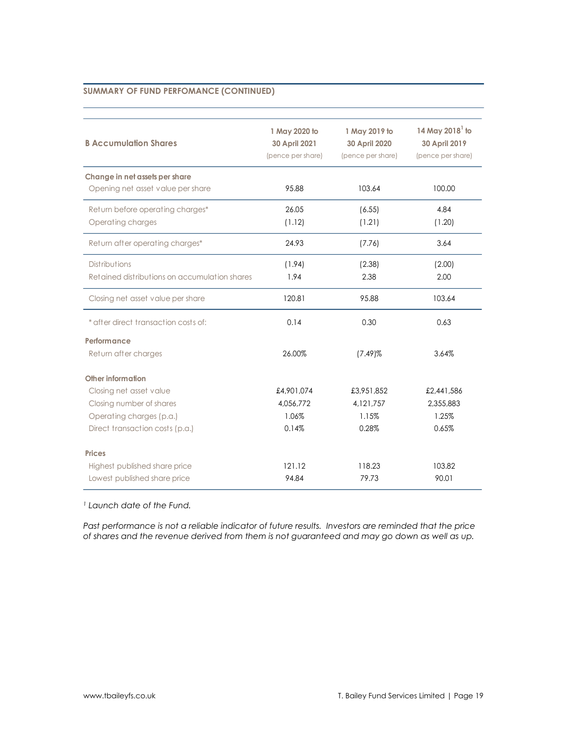## SUMMARY OF FUND PERFOMANCE (CONTINUED)

| B Accumulation Shares | 1 May 2020 to 30 April 2021 (pence per share) | 1 May 2019 to 30 April 2020 (pence per share) | 14 May 2018[1] to 30 April 2019 (pence per share) |
|---|---|---|---|
| **Change in net assets per share** | | | |
| Opening net asset value per share | 95.88 | 103.64 | 100.00 |
| Return before operating charges* | 26.05 | (6.55) | 4.84 |
| Operating charges | (1.12) | (1.21) | (1.20) |
| Return after operating charges* | 24.93 | (7.76) | 3.64 |
| Distributions | (1.94) | (2.38) | (2.00) |
| Retained distributions on accumulation shares | 1.94 | 2.38 | 2.00 |
| Closing net asset value per share | 120.81 | 95.88 | 103.64 |
| * after direct transaction costs of: | 0.14 | 0.30 | 0.63 |
| **Performance** | | | |
| Return after charges | 26.00% | (7.49)% | 3.64% |
| **Other information** | | | |
| Closing net asset value | £4,901,074 | £3,951,852 | £2,441,586 |
| Closing number of shares | 4,056,772 | 4,121,757 | 2,355,883 |
| Operating charges (p.a.) | 1.06% | 1.15% | 1.25% |
| Direct transaction costs (p.a.) | 0.14% | 0.28% | 0.65% |
| **Prices** | | | |
| Highest published share price | 121.12 | 118.23 | 103.82 |
| Lowest published share price | 94.84 | 79.73 | 90.01 |

*[1] Launch date of the Fund.*

*Past performance is not a reliable indicator of future results. Investors are reminded that the price of shares and the revenue derived from them is not guaranteed and may go down as well as up.*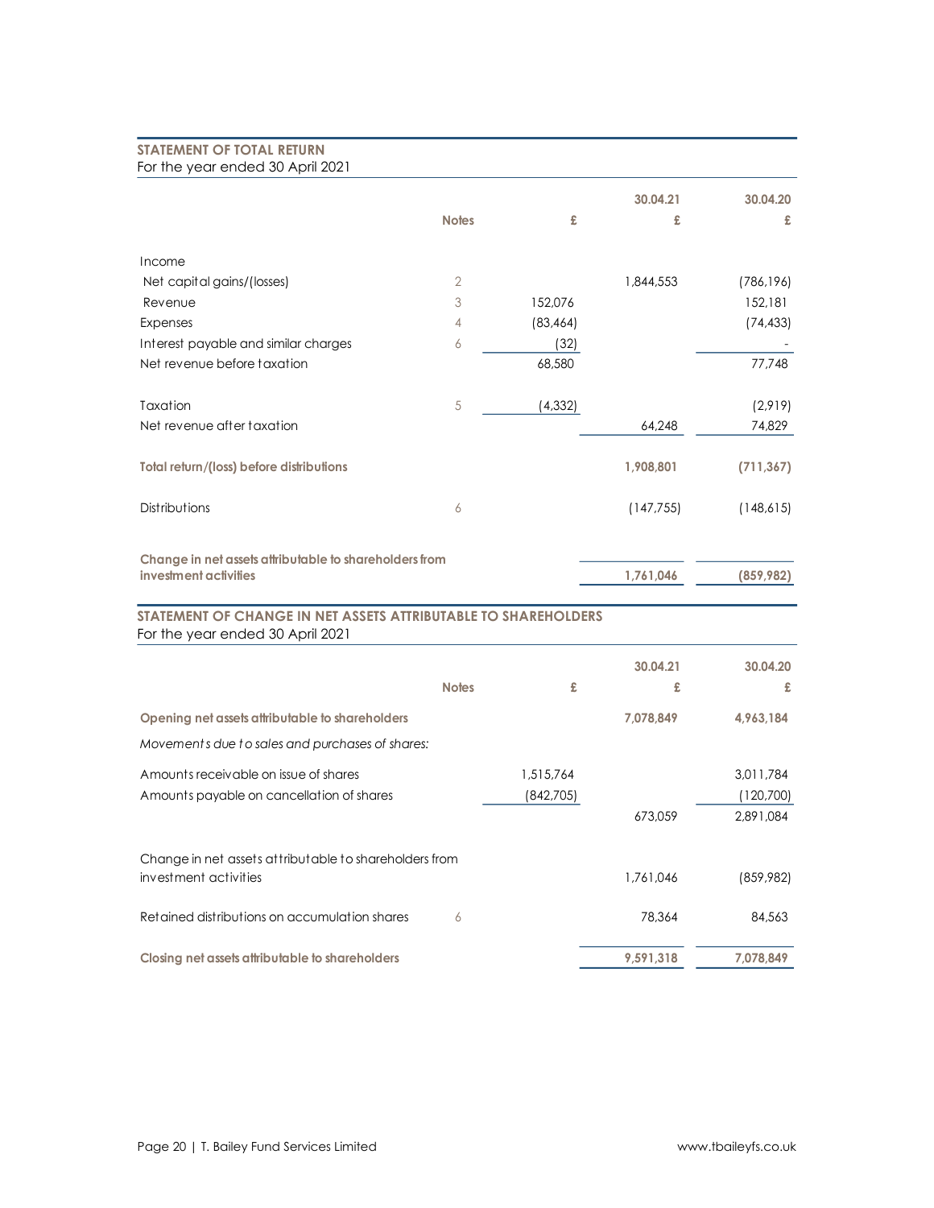## STATEMENT OF TOTAL RETURN
For the year ended 30 April 2021

| | Notes | £ | 30.04.21 £ | 30.04.20 £ |
|---|---|---|---|---|
| Income | | | | |
| Net capital gains/(losses) | 2 | | 1,844,553 | (786,196) |
| Revenue | 3 | 152,076 | | 152,181 |
| Expenses | 4 | (83,464) | | (74,433) |
| Interest payable and similar charges | 6 | (32) | | - |
| Net revenue before taxation | | 68,580 | | 77,748 |
| Taxation | 5 | (4,332) | | (2,919) |
| Net revenue after taxation | | | 64,248 | 74,829 |
| **Total return/(loss) before distributions** | | | **1,908,801** | **(711,367)** |
| Distributions | 6 | | (147,755) | (148,615) |
| **Change in net assets attributable to shareholders from investment activities** | | | **1,761,046** | **(859,982)** |

## STATEMENT OF CHANGE IN NET ASSETS ATTRIBUTABLE TO SHAREHOLDERS
For the year ended 30 April 2021

| | Notes | £ | 30.04.21 £ | 30.04.20 £ |
|---|---|---|---|---|
| **Opening net assets attributable to shareholders** | | | **7,078,849** | **4,963,184** |
| *Movements due to sales and purchases of shares:* | | | | |
| Amounts receivable on issue of shares | | 1,515,764 | | 3,011,784 |
| Amounts payable on cancellation of shares | | (842,705) | | (120,700) |
| | | | 673,059 | 2,891,084 |
| Change in net assets attributable to shareholders from investment activities | | | 1,761,046 | (859,982) |
| Retained distributions on accumulation shares | 6 | | 78,364 | 84,563 |
| **Closing net assets attributable to shareholders** | | | **9,591,318** | **7,078,849** |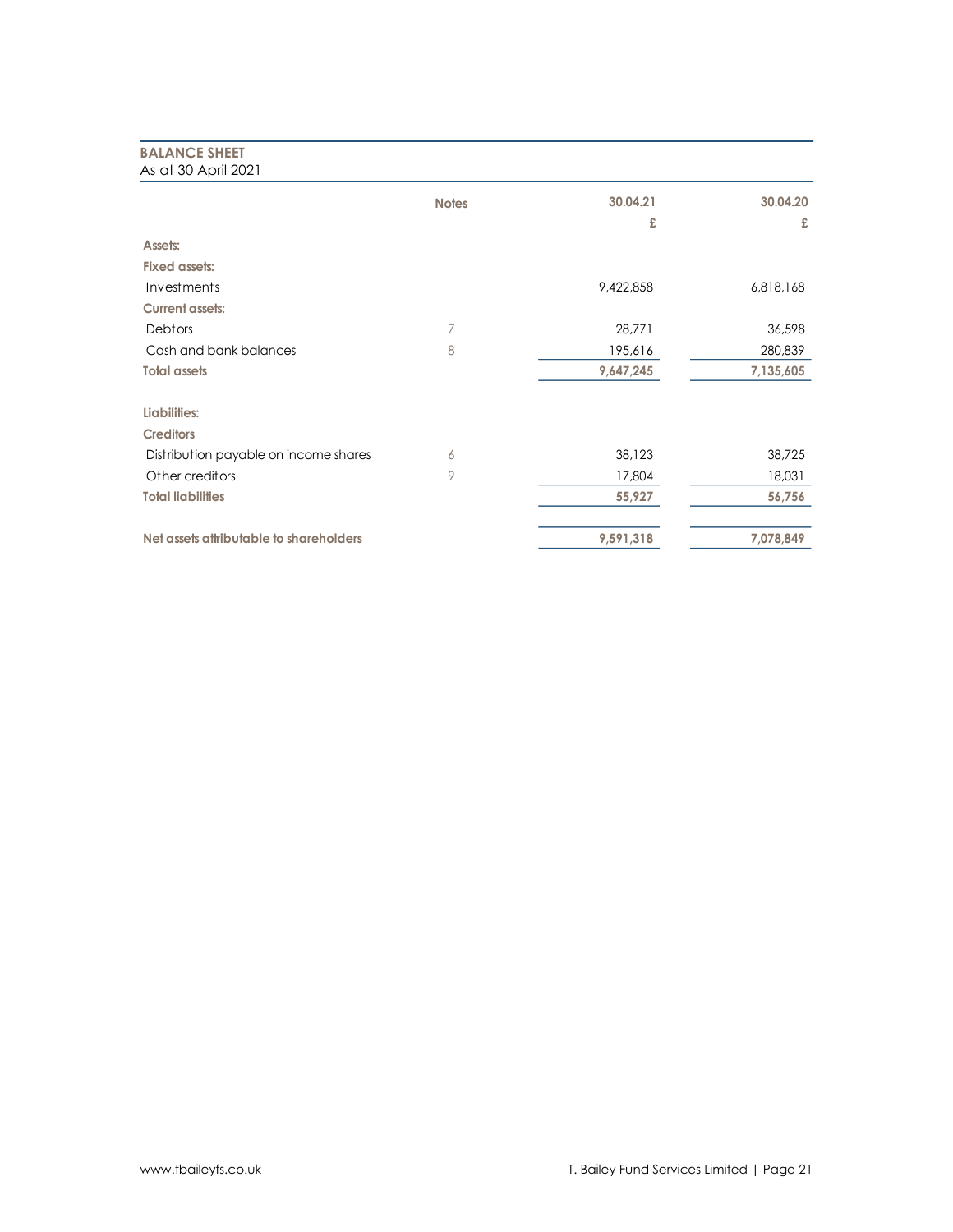## BALANCE SHEET

As at 30 April 2021

| | Notes | 30.04.21 | 30.04.20 |
|---|---|---|---|
| | | £ | £ |
| **Assets:** | | | |
| **Fixed assets:** | | | |
| Investments | | 9,422,858 | 6,818,168 |
| **Current assets:** | | | |
| Debtors | 7 | 28,771 | 36,598 |
| Cash and bank balances | 8 | 195,616 | 280,839 |
| **Total assets** | | **9,647,245** | **7,135,605** |
| | | | |
| **Liabilities:** | | | |
| **Creditors** | | | |
| Distribution payable on income shares | 6 | 38,123 | 38,725 |
| Other creditors | 9 | 17,804 | 18,031 |
| **Total liabilities** | | **55,927** | **56,756** |
| | | | |
| **Net assets attributable to shareholders** | | **9,591,318** | **7,078,849** |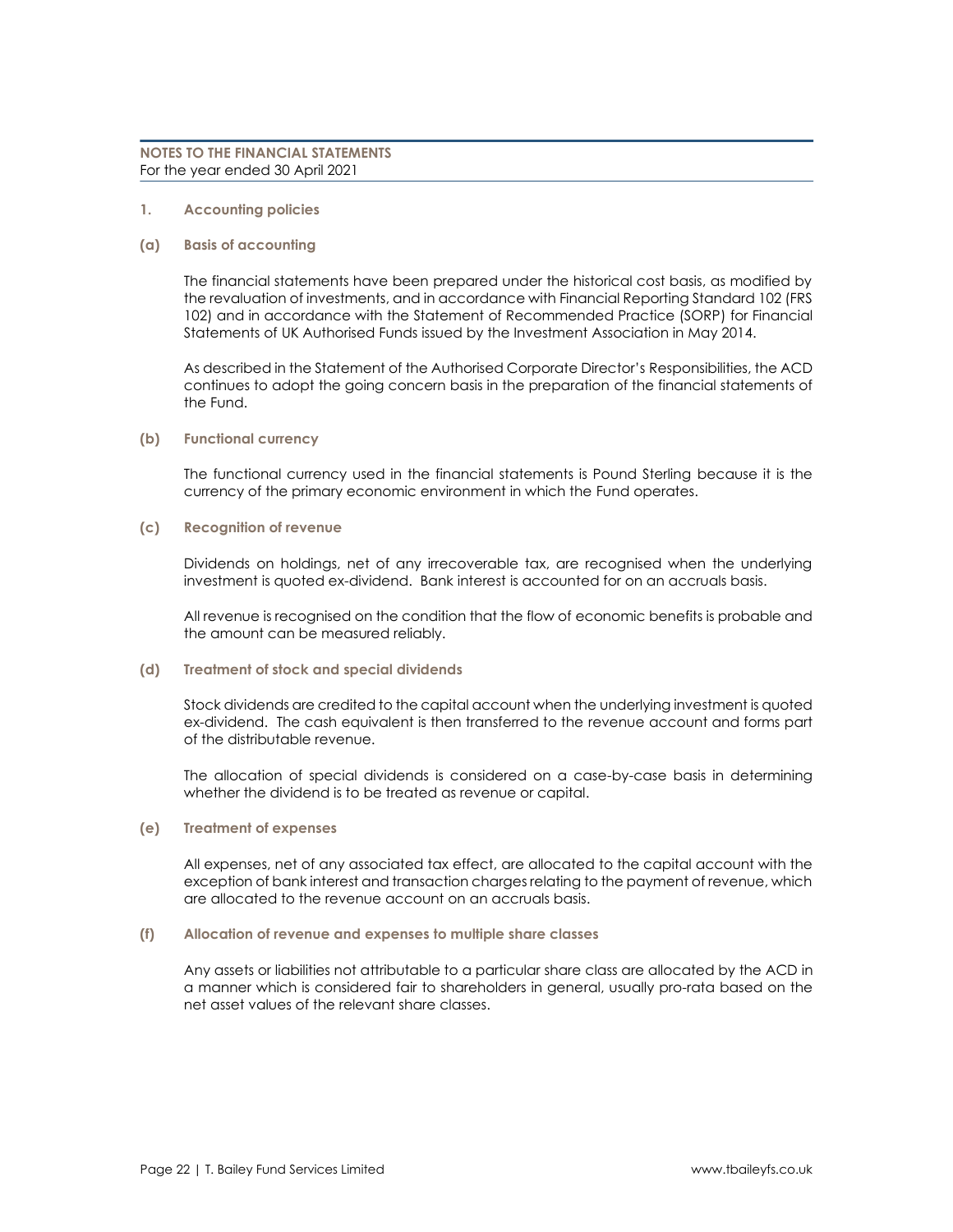## NOTES TO THE FINANCIAL STATEMENTS
For the year ended 30 April 2021

### 1. Accounting policies

#### (a) Basis of accounting

The financial statements have been prepared under the historical cost basis, as modified by the revaluation of investments, and in accordance with Financial Reporting Standard 102 (FRS 102) and in accordance with the Statement of Recommended Practice (SORP) for Financial Statements of UK Authorised Funds issued by the Investment Association in May 2014.

As described in the Statement of the Authorised Corporate Director's Responsibilities, the ACD continues to adopt the going concern basis in the preparation of the financial statements of the Fund.

#### (b) Functional currency

The functional currency used in the financial statements is Pound Sterling because it is the currency of the primary economic environment in which the Fund operates.

#### (c) Recognition of revenue

Dividends on holdings, net of any irrecoverable tax, are recognised when the underlying investment is quoted ex-dividend. Bank interest is accounted for on an accruals basis.

All revenue is recognised on the condition that the flow of economic benefits is probable and the amount can be measured reliably.

#### (d) Treatment of stock and special dividends

Stock dividends are credited to the capital account when the underlying investment is quoted ex-dividend. The cash equivalent is then transferred to the revenue account and forms part of the distributable revenue.

The allocation of special dividends is considered on a case-by-case basis in determining whether the dividend is to be treated as revenue or capital.

#### (e) Treatment of expenses

All expenses, net of any associated tax effect, are allocated to the capital account with the exception of bank interest and transaction charges relating to the payment of revenue, which are allocated to the revenue account on an accruals basis.

#### (f) Allocation of revenue and expenses to multiple share classes

Any assets or liabilities not attributable to a particular share class are allocated by the ACD in a manner which is considered fair to shareholders in general, usually pro-rata based on the net asset values of the relevant share classes.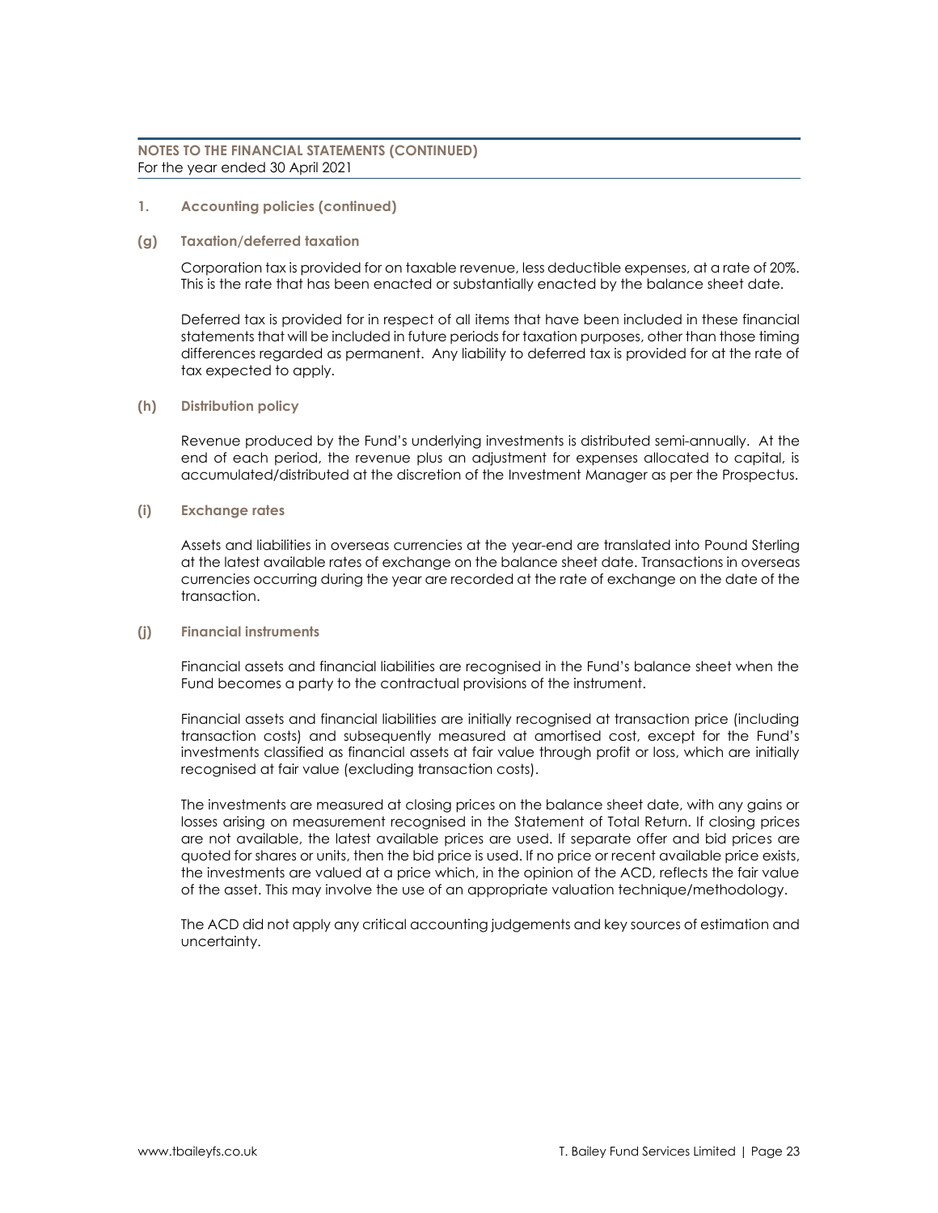## 1. Accounting policies (continued)

### (g) Taxation/deferred taxation

Corporation tax is provided for on taxable revenue, less deductible expenses, at a rate of 20%. This is the rate that has been enacted or substantially enacted by the balance sheet date.

Deferred tax is provided for in respect of all items that have been included in these financial statements that will be included in future periods for taxation purposes, other than those timing differences regarded as permanent. Any liability to deferred tax is provided for at the rate of tax expected to apply.

### (h) Distribution policy

Revenue produced by the Fund's underlying investments is distributed semi-annually. At the end of each period, the revenue plus an adjustment for expenses allocated to capital, is accumulated/distributed at the discretion of the Investment Manager as per the Prospectus.

### (i) Exchange rates

Assets and liabilities in overseas currencies at the year-end are translated into Pound Sterling at the latest available rates of exchange on the balance sheet date. Transactions in overseas currencies occurring during the year are recorded at the rate of exchange on the date of the transaction.

### (j) Financial instruments

Financial assets and financial liabilities are recognised in the Fund's balance sheet when the Fund becomes a party to the contractual provisions of the instrument.

Financial assets and financial liabilities are initially recognised at transaction price (including transaction costs) and subsequently measured at amortised cost, except for the Fund's investments classified as financial assets at fair value through profit or loss, which are initially recognised at fair value (excluding transaction costs).

The investments are measured at closing prices on the balance sheet date, with any gains or losses arising on measurement recognised in the Statement of Total Return. If closing prices are not available, the latest available prices are used. If separate offer and bid prices are quoted for shares or units, then the bid price is used. If no price or recent available price exists, the investments are valued at a price which, in the opinion of the ACD, reflects the fair value of the asset. This may involve the use of an appropriate valuation technique/methodology.

The ACD did not apply any critical accounting judgements and key sources of estimation and uncertainty.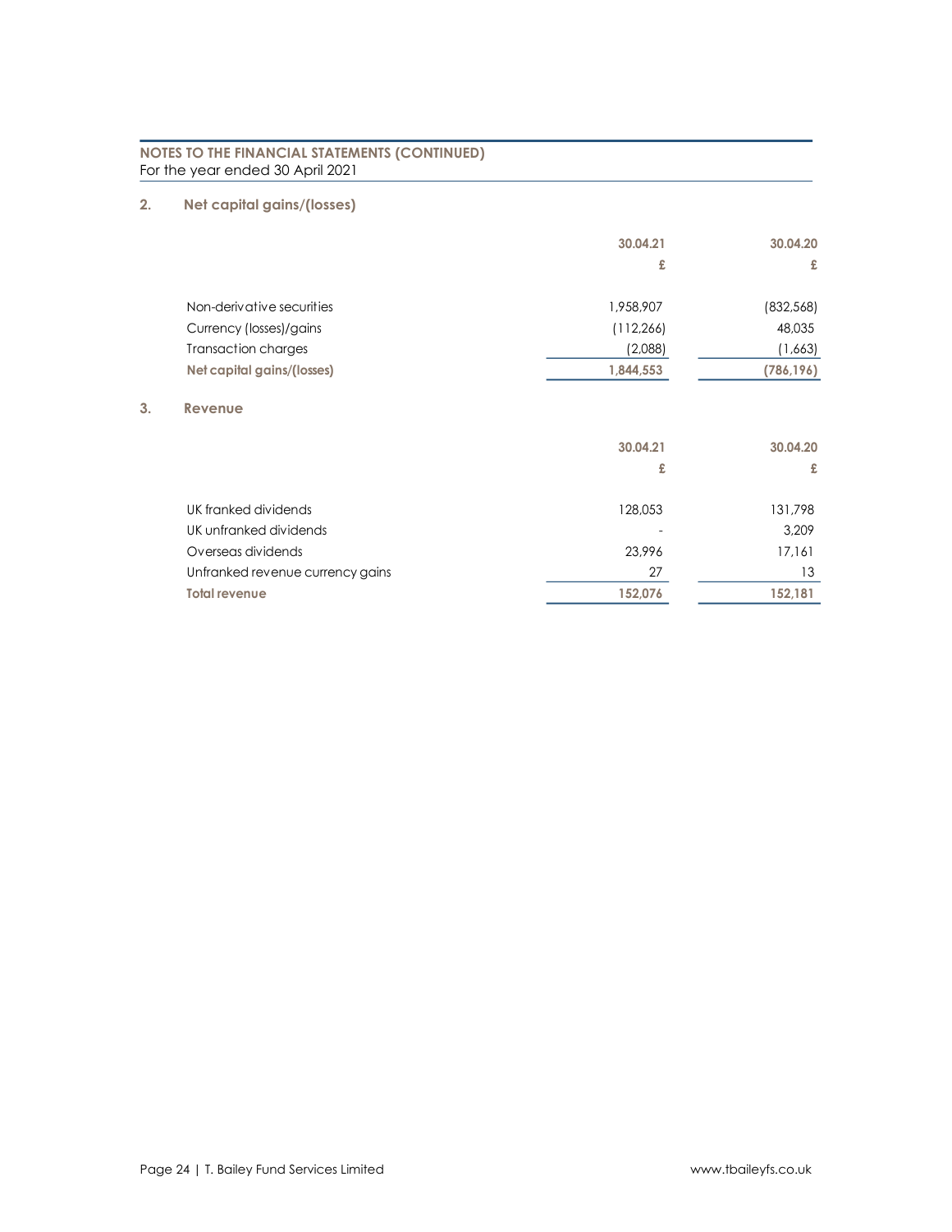**NOTES TO THE FINANCIAL STATEMENTS (CONTINUED)**
For the year ended 30 April 2021

## 2. Net capital gains/(losses)

| | 30.04.21 | 30.04.20 |
|---|---|---|
| | £ | £ |
| Non-derivative securities | 1,958,907 | (832,568) |
| Currency (losses)/gains | (112,266) | 48,035 |
| Transaction charges | (2,088) | (1,663) |
| **Net capital gains/(losses)** | **1,844,553** | **(786,196)** |

## 3. Revenue

| | 30.04.21 | 30.04.20 |
|---|---|---|
| | £ | £ |
| UK franked dividends | 128,053 | 131,798 |
| UK unfranked dividends | - | 3,209 |
| Overseas dividends | 23,996 | 17,161 |
| Unfranked revenue currency gains | 27 | 13 |
| **Total revenue** | **152,076** | **152,181** |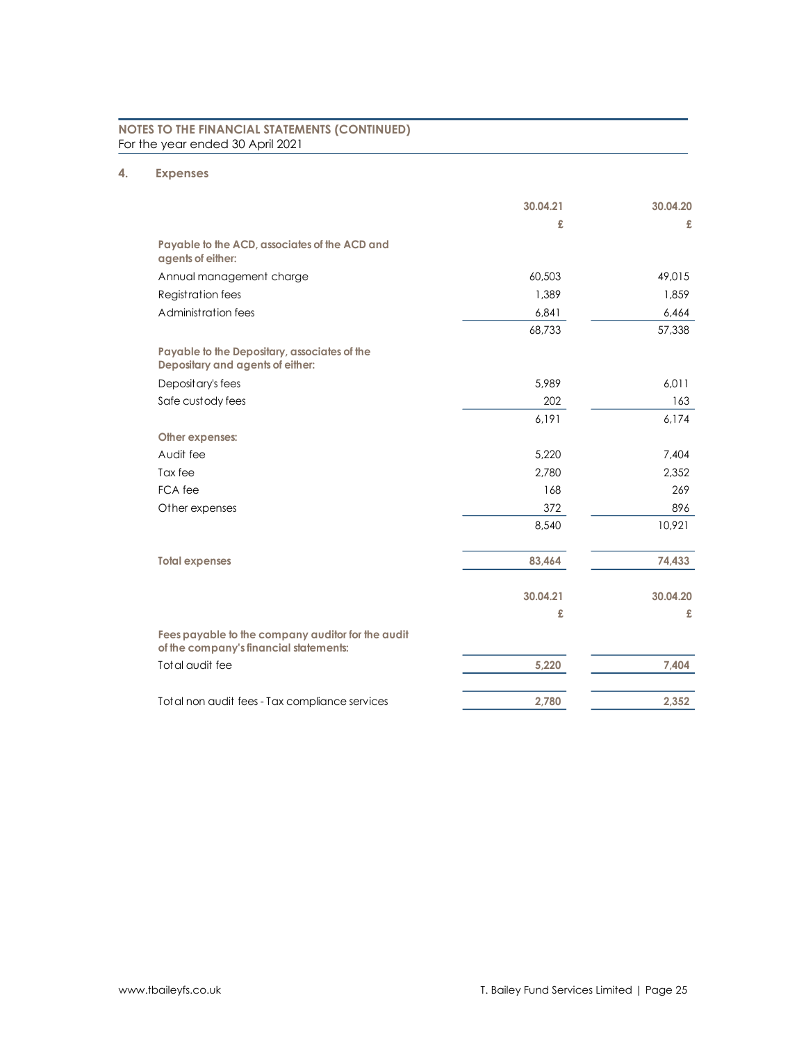## NOTES TO THE FINANCIAL STATEMENTS (CONTINUED)
For the year ended 30 April 2021

### 4. Expenses

| | 30.04.21 | 30.04.20 |
|---|---|---|
| | £ | £ |
| **Payable to the ACD, associates of the ACD and agents of either:** | | |
| Annual management charge | 60,503 | 49,015 |
| Registration fees | 1,389 | 1,859 |
| Administration fees | 6,841 | 6,464 |
| | 68,733 | 57,338 |
| **Payable to the Depositary, associates of the Depositary and agents of either:** | | |
| Depositary's fees | 5,989 | 6,011 |
| Safe custody fees | 202 | 163 |
| | 6,191 | 6,174 |
| **Other expenses:** | | |
| Audit fee | 5,220 | 7,404 |
| Tax fee | 2,780 | 2,352 |
| FCA fee | 168 | 269 |
| Other expenses | 372 | 896 |
| | 8,540 | 10,921 |
| **Total expenses** | **83,464** | **74,433** |

| | 30.04.21 | 30.04.20 |
|---|---|---|
| | £ | £ |
| **Fees payable to the company auditor for the audit of the company's financial statements:** | | |
| Total audit fee | **5,220** | **7,404** |
| Total non audit fees - Tax compliance services | **2,780** | **2,352** |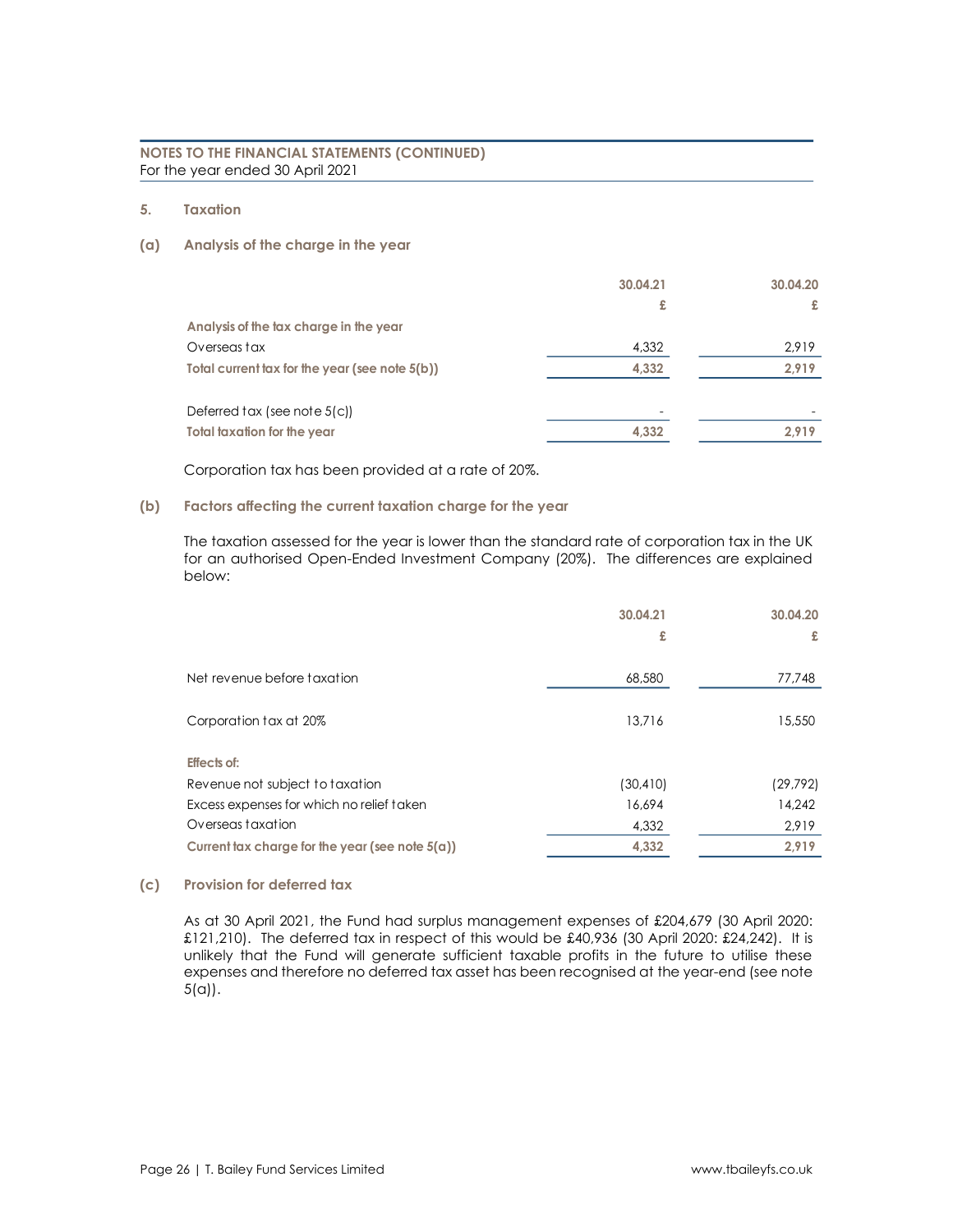**NOTES TO THE FINANCIAL STATEMENTS (CONTINUED)**
For the year ended 30 April 2021

## 5. Taxation

### (a) Analysis of the charge in the year

| | 30.04.21 | 30.04.20 |
|---|---|---|
| | £ | £ |
| **Analysis of the tax charge in the year** | | |
| Overseas tax | 4,332 | 2,919 |
| **Total current tax for the year (see note 5(b))** | **4,332** | **2,919** |
| | | |
| Deferred tax (see note 5(c)) | - | - |
| **Total taxation for the year** | **4,332** | **2,919** |

Corporation tax has been provided at a rate of 20%.

### (b) Factors affecting the current taxation charge for the year

The taxation assessed for the year is lower than the standard rate of corporation tax in the UK for an authorised Open-Ended Investment Company (20%). The differences are explained below:

| | 30.04.21 | 30.04.20 |
|---|---|---|
| | £ | £ |
| Net revenue before taxation | 68,580 | 77,748 |
| | | |
| Corporation tax at 20% | 13,716 | 15,550 |
| | | |
| **Effects of:** | | |
| Revenue not subject to taxation | (30,410) | (29,792) |
| Excess expenses for which no relief taken | 16,694 | 14,242 |
| Overseas taxation | 4,332 | 2,919 |
| **Current tax charge for the year (see note 5(a))** | **4,332** | **2,919** |

### (c) Provision for deferred tax

As at 30 April 2021, the Fund had surplus management expenses of £204,679 (30 April 2020: £121,210). The deferred tax in respect of this would be £40,936 (30 April 2020: £24,242). It is unlikely that the Fund will generate sufficient taxable profits in the future to utilise these expenses and therefore no deferred tax asset has been recognised at the year-end (see note 5(a)).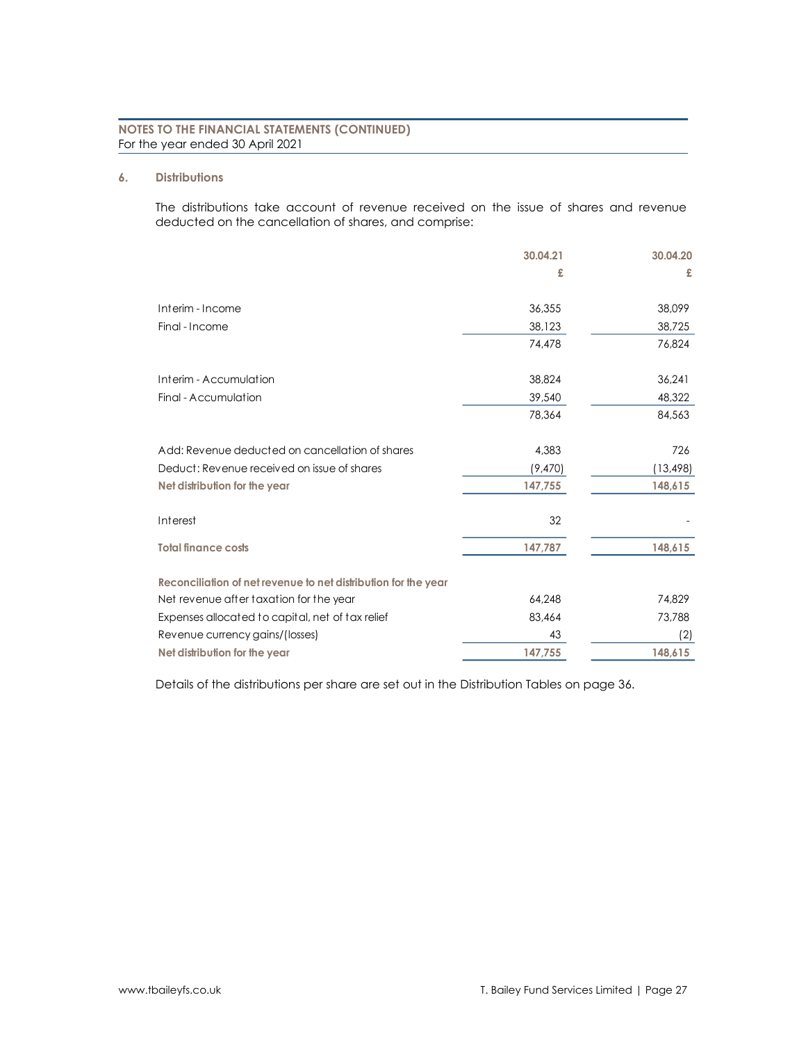**NOTES TO THE FINANCIAL STATEMENTS (CONTINUED)**
For the year ended 30 April 2021

### 6. Distributions

The distributions take account of revenue received on the issue of shares and revenue deducted on the cancellation of shares, and comprise:

| | 30.04.21 | 30.04.20 |
|---|---|---|
| | £ | £ |
| Interim - Income | 36,355 | 38,099 |
| Final - Income | 38,123 | 38,725 |
| | 74,478 | 76,824 |
| Interim - Accumulation | 38,824 | 36,241 |
| Final - Accumulation | 39,540 | 48,322 |
| | 78,364 | 84,563 |
| Add: Revenue deducted on cancellation of shares | 4,383 | 726 |
| Deduct: Revenue received on issue of shares | (9,470) | (13,498) |
| **Net distribution for the year** | **147,755** | **148,615** |
| Interest | 32 | - |
| **Total finance costs** | **147,787** | **148,615** |
| **Reconciliation of net revenue to net distribution for the year** | | |
| Net revenue after taxation for the year | 64,248 | 74,829 |
| Expenses allocated to capital, net of tax relief | 83,464 | 73,788 |
| Revenue currency gains/(losses) | 43 | (2) |
| **Net distribution for the year** | **147,755** | **148,615** |

Details of the distributions per share are set out in the Distribution Tables on page 36.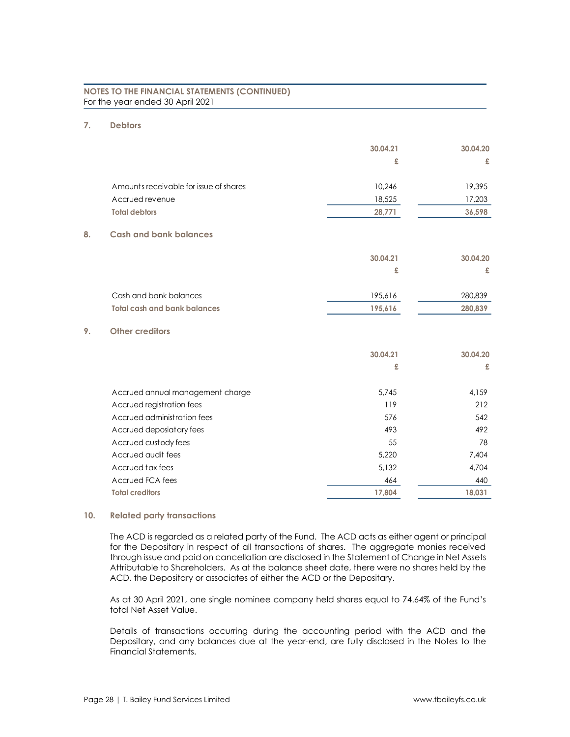## NOTES TO THE FINANCIAL STATEMENTS (CONTINUED)
For the year ended 30 April 2021

### 7. Debtors

| | 30.04.21 | 30.04.20 |
|---|---|---|
| | £ | £ |
| Amounts receivable for issue of shares | 10,246 | 19,395 |
| Accrued revenue | 18,525 | 17,203 |
| **Total debtors** | **28,771** | **36,598** |

### 8. Cash and bank balances

| | 30.04.21 | 30.04.20 |
|---|---|---|
| | £ | £ |
| Cash and bank balances | 195,616 | 280,839 |
| **Total cash and bank balances** | **195,616** | **280,839** |

### 9. Other creditors

| | 30.04.21 | 30.04.20 |
|---|---|---|
| | £ | £ |
| Accrued annual management charge | 5,745 | 4,159 |
| Accrued registration fees | 119 | 212 |
| Accrued administration fees | 576 | 542 |
| Accrued deposiatary fees | 493 | 492 |
| Accrued custody fees | 55 | 78 |
| Accrued audit fees | 5,220 | 7,404 |
| Accrued tax fees | 5,132 | 4,704 |
| Accrued FCA fees | 464 | 440 |
| **Total creditors** | **17,804** | **18,031** |

### 10. Related party transactions

The ACD is regarded as a related party of the Fund. The ACD acts as either agent or principal for the Depositary in respect of all transactions of shares. The aggregate monies received through issue and paid on cancellation are disclosed in the Statement of Change in Net Assets Attributable to Shareholders. As at the balance sheet date, there were no shares held by the ACD, the Depositary or associates of either the ACD or the Depositary.

As at 30 April 2021, one single nominee company held shares equal to 74.64% of the Fund's total Net Asset Value.

Details of transactions occurring during the accounting period with the ACD and the Depositary, and any balances due at the year-end, are fully disclosed in the Notes to the Financial Statements.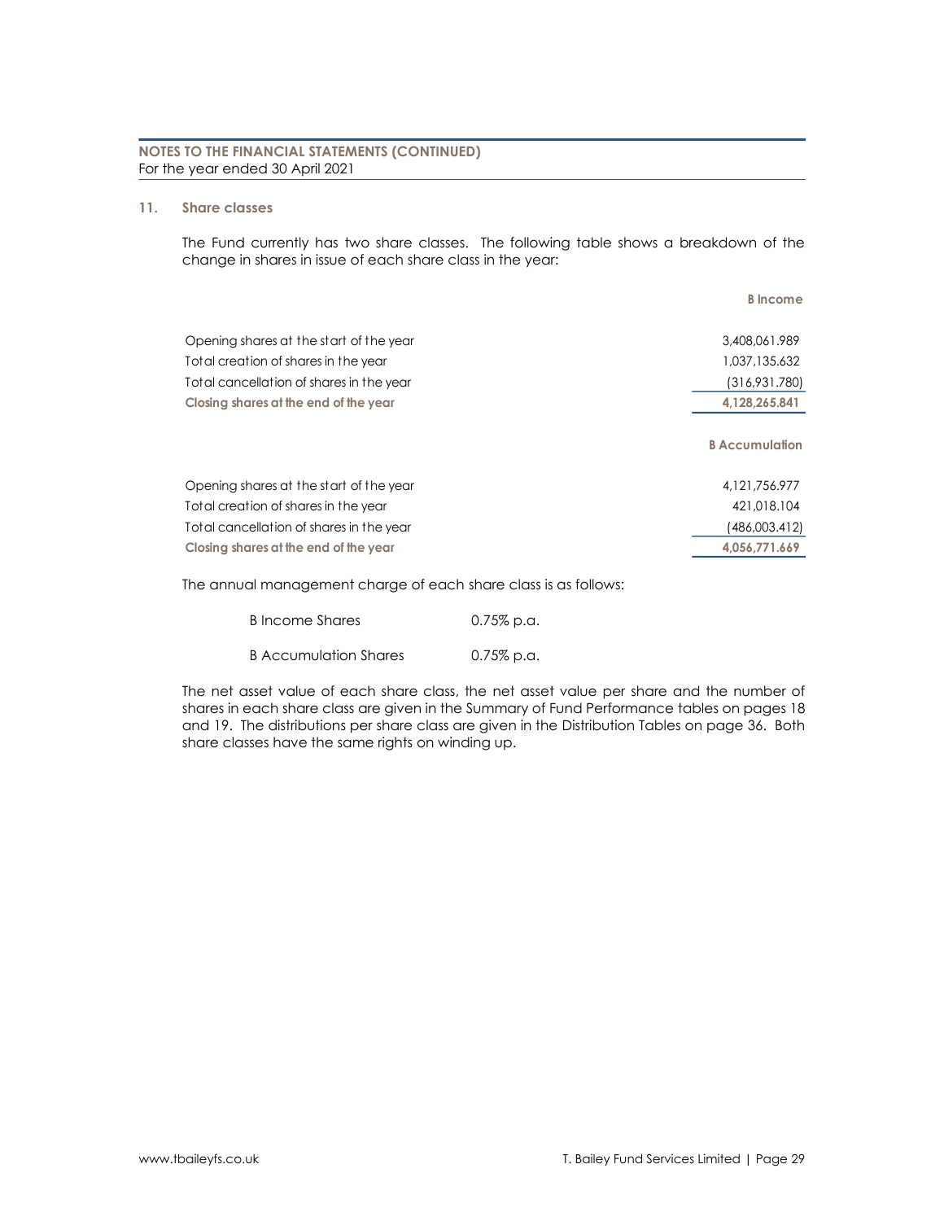**NOTES TO THE FINANCIAL STATEMENTS (CONTINUED)**
For the year ended 30 April 2021

## 11. Share classes

The Fund currently has two share classes. The following table shows a breakdown of the change in shares in issue of each share class in the year:

| | B Income |
|---|---|
| Opening shares at the start of the year | 3,408,061.989 |
| Total creation of shares in the year | 1,037,135.632 |
| Total cancellation of shares in the year | (316,931.780) |
| **Closing shares at the end of the year** | **4,128,265.841** |

| | B Accumulation |
|---|---|
| Opening shares at the start of the year | 4,121,756.977 |
| Total creation of shares in the year | 421,018.104 |
| Total cancellation of shares in the year | (486,003.412) |
| **Closing shares at the end of the year** | **4,056,771.669** |

The annual management charge of each share class is as follows:

| | |
|---|---|
| B Income Shares | 0.75% p.a. |
| B Accumulation Shares | 0.75% p.a. |

The net asset value of each share class, the net asset value per share and the number of shares in each share class are given in the Summary of Fund Performance tables on pages 18 and 19. The distributions per share class are given in the Distribution Tables on page 36. Both share classes have the same rights on winding up.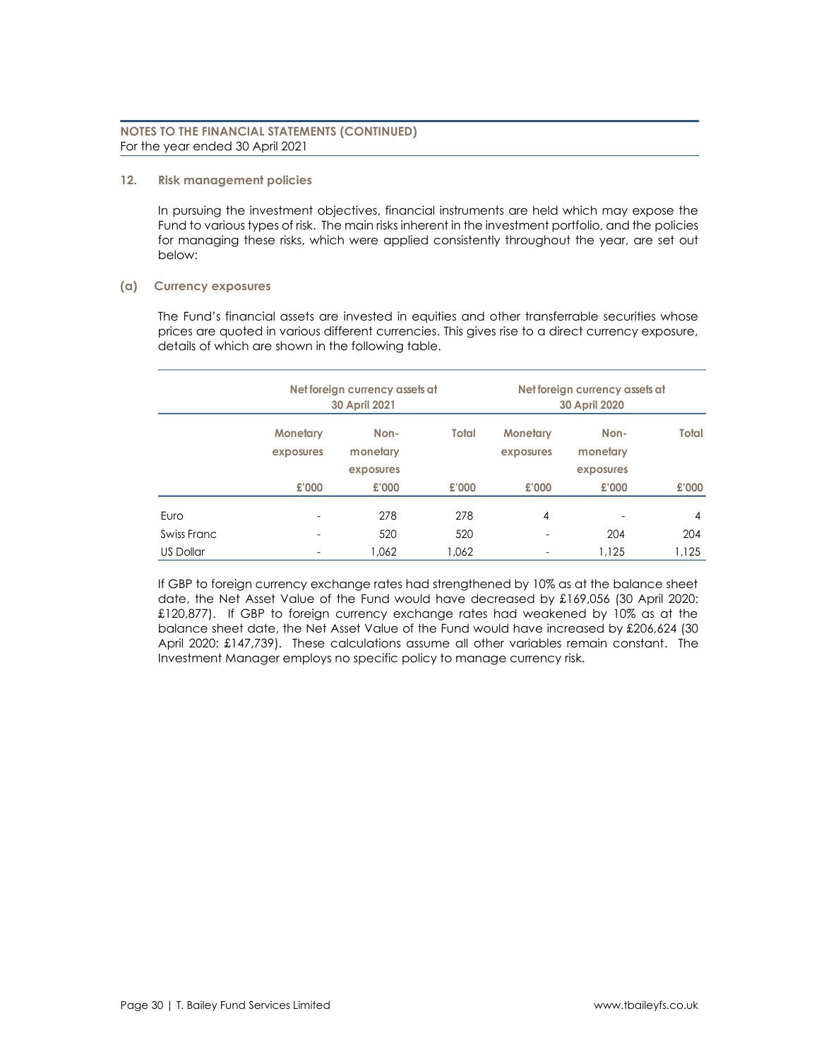**NOTES TO THE FINANCIAL STATEMENTS (CONTINUED)**
For the year ended 30 April 2021

### 12. Risk management policies

In pursuing the investment objectives, financial instruments are held which may expose the Fund to various types of risk. The main risks inherent in the investment portfolio, and the policies for managing these risks, which were applied consistently throughout the year, are set out below:

#### (a) Currency exposures

The Fund's financial assets are invested in equities and other transferrable securities whose prices are quoted in various different currencies. This gives rise to a direct currency exposure, details of which are shown in the following table.

| | Net foreign currency assets at 30 April 2021 | | | Net foreign currency assets at 30 April 2020 | | |
|---|---|---|---|---|---|---|
| | Monetary exposures | Non-monetary exposures | Total | Monetary exposures | Non-monetary exposures | Total |
| | £'000 | £'000 | £'000 | £'000 | £'000 | £'000 |
| Euro | - | 278 | 278 | 4 | - | 4 |
| Swiss Franc | - | 520 | 520 | - | 204 | 204 |
| US Dollar | - | 1,062 | 1,062 | - | 1,125 | 1,125 |

If GBP to foreign currency exchange rates had strengthened by 10% as at the balance sheet date, the Net Asset Value of the Fund would have decreased by £169,056 (30 April 2020: £120,877). If GBP to foreign currency exchange rates had weakened by 10% as at the balance sheet date, the Net Asset Value of the Fund would have increased by £206,624 (30 April 2020: £147,739). These calculations assume all other variables remain constant. The Investment Manager employs no specific policy to manage currency risk.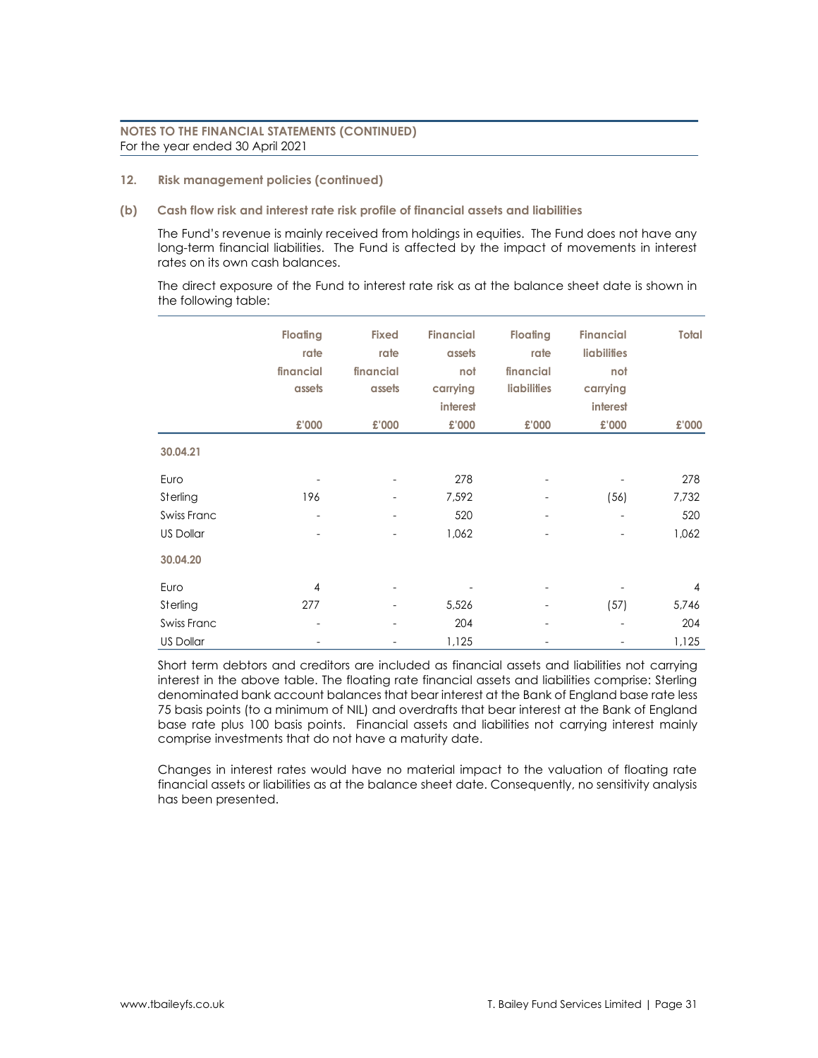**NOTES TO THE FINANCIAL STATEMENTS (CONTINUED)**
For the year ended 30 April 2021

**12. Risk management policies (continued)**

**(b) Cash flow risk and interest rate risk profile of financial assets and liabilities**

The Fund's revenue is mainly received from holdings in equities. The Fund does not have any long-term financial liabilities. The Fund is affected by the impact of movements in interest rates on its own cash balances.

The direct exposure of the Fund to interest rate risk as at the balance sheet date is shown in the following table:

| | Floating rate financial assets | Fixed rate financial assets | Financial assets not carrying interest | Floating rate financial liabilities | Financial liabilities not carrying interest | Total |
|---|---|---|---|---|---|---|
| | £'000 | £'000 | £'000 | £'000 | £'000 | £'000 |
| **30.04.21** | | | | | | |
| Euro | - | - | 278 | - | - | 278 |
| Sterling | 196 | - | 7,592 | - | (56) | 7,732 |
| Swiss Franc | - | - | 520 | - | - | 520 |
| US Dollar | - | - | 1,062 | - | - | 1,062 |
| **30.04.20** | | | | | | |
| Euro | 4 | - | - | - | - | 4 |
| Sterling | 277 | - | 5,526 | - | (57) | 5,746 |
| Swiss Franc | - | - | 204 | - | - | 204 |
| US Dollar | - | - | 1,125 | - | - | 1,125 |

Short term debtors and creditors are included as financial assets and liabilities not carrying interest in the above table. The floating rate financial assets and liabilities comprise: Sterling denominated bank account balances that bear interest at the Bank of England base rate less 75 basis points (to a minimum of NIL) and overdrafts that bear interest at the Bank of England base rate plus 100 basis points. Financial assets and liabilities not carrying interest mainly comprise investments that do not have a maturity date.

Changes in interest rates would have no material impact to the valuation of floating rate financial assets or liabilities as at the balance sheet date. Consequently, no sensitivity analysis has been presented.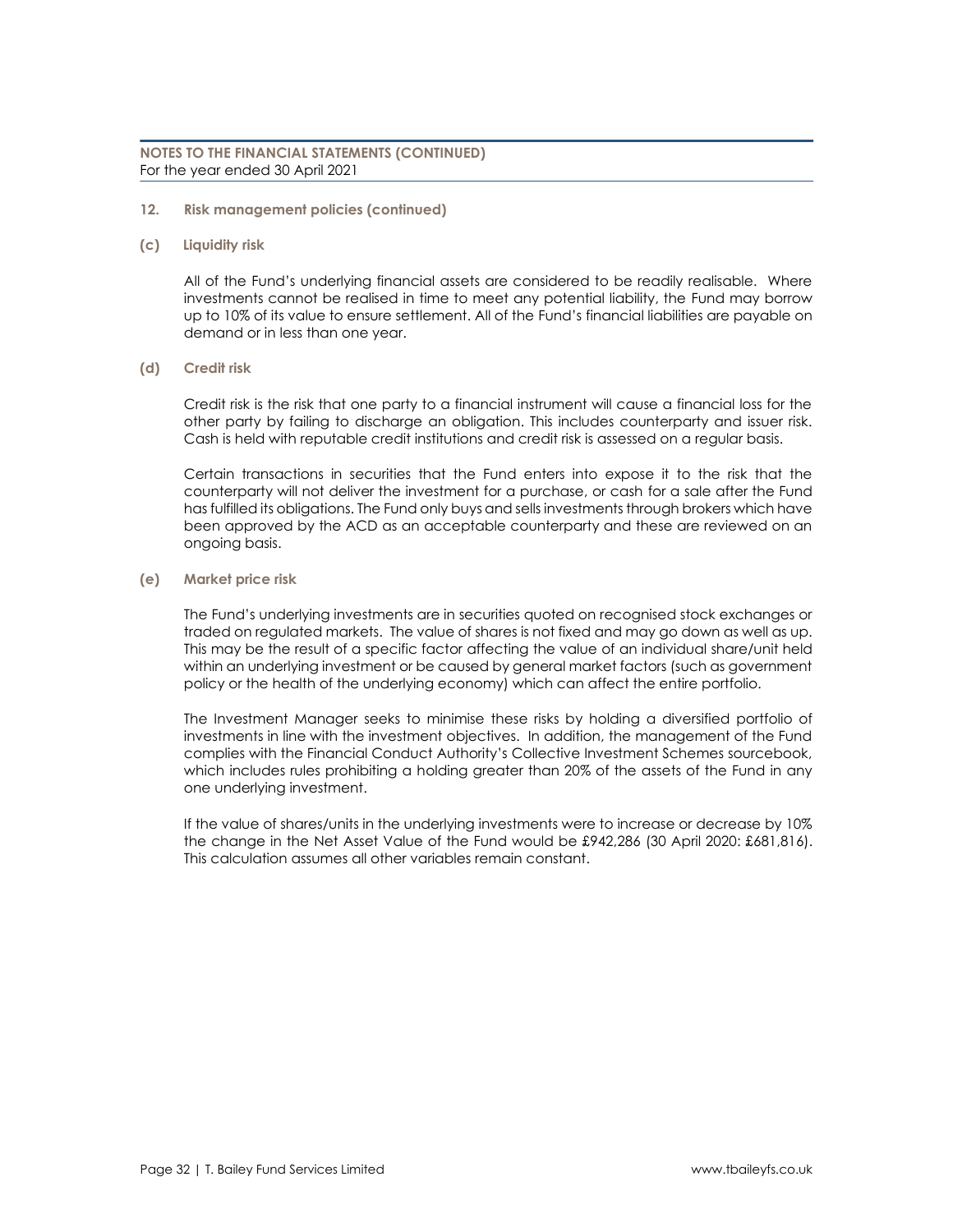## 12. Risk management policies (continued)

### (c) Liquidity risk

All of the Fund's underlying financial assets are considered to be readily realisable. Where investments cannot be realised in time to meet any potential liability, the Fund may borrow up to 10% of its value to ensure settlement. All of the Fund's financial liabilities are payable on demand or in less than one year.

### (d) Credit risk

Credit risk is the risk that one party to a financial instrument will cause a financial loss for the other party by failing to discharge an obligation. This includes counterparty and issuer risk. Cash is held with reputable credit institutions and credit risk is assessed on a regular basis.

Certain transactions in securities that the Fund enters into expose it to the risk that the counterparty will not deliver the investment for a purchase, or cash for a sale after the Fund has fulfilled its obligations. The Fund only buys and sells investments through brokers which have been approved by the ACD as an acceptable counterparty and these are reviewed on an ongoing basis.

### (e) Market price risk

The Fund's underlying investments are in securities quoted on recognised stock exchanges or traded on regulated markets. The value of shares is not fixed and may go down as well as up. This may be the result of a specific factor affecting the value of an individual share/unit held within an underlying investment or be caused by general market factors (such as government policy or the health of the underlying economy) which can affect the entire portfolio.

The Investment Manager seeks to minimise these risks by holding a diversified portfolio of investments in line with the investment objectives. In addition, the management of the Fund complies with the Financial Conduct Authority's Collective Investment Schemes sourcebook, which includes rules prohibiting a holding greater than 20% of the assets of the Fund in any one underlying investment.

If the value of shares/units in the underlying investments were to increase or decrease by 10% the change in the Net Asset Value of the Fund would be £942,286 (30 April 2020: £681,816). This calculation assumes all other variables remain constant.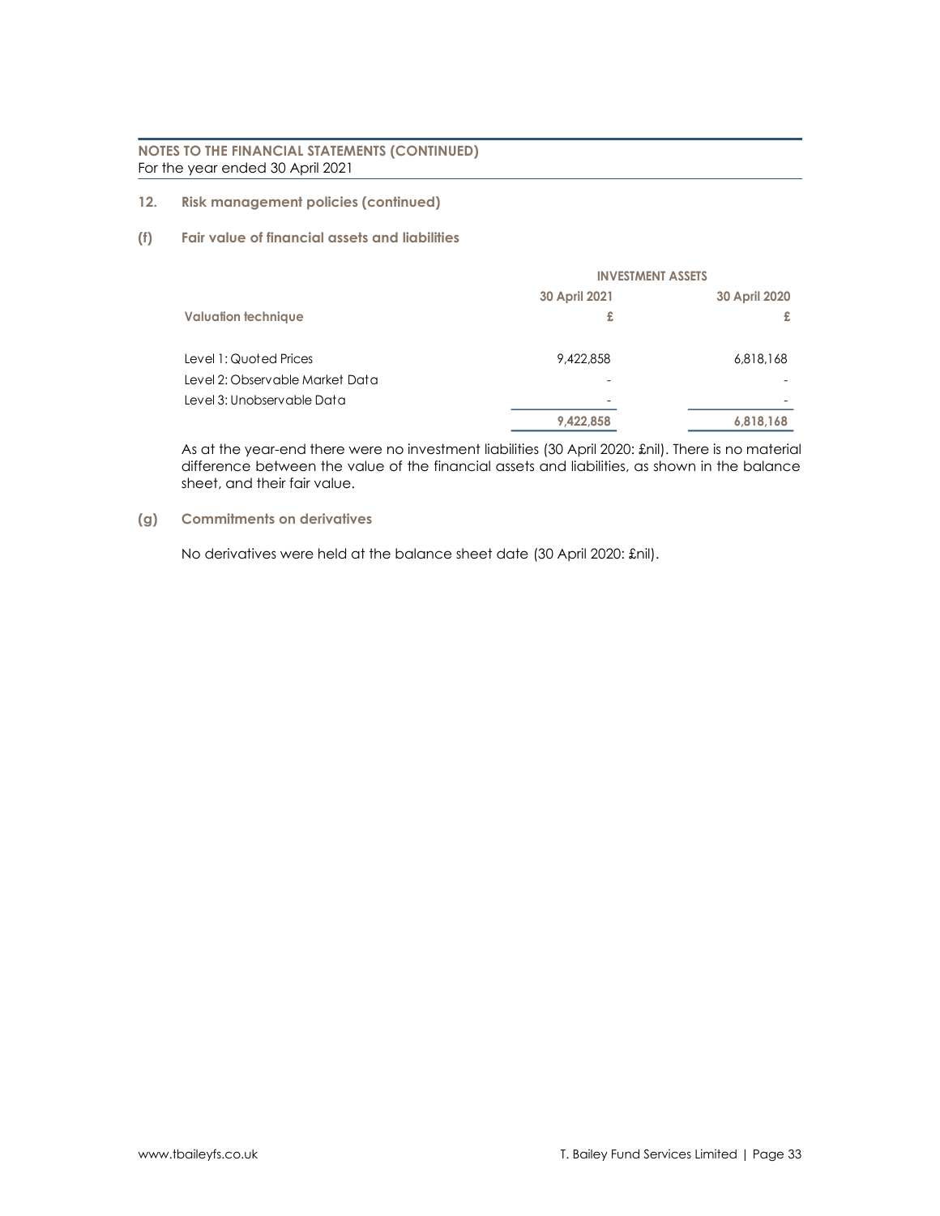**NOTES TO THE FINANCIAL STATEMENTS (CONTINUED)**
For the year ended 30 April 2021

## 12. Risk management policies (continued)

### (f) Fair value of financial assets and liabilities

| | INVESTMENT ASSETS | |
|---|---|---|
| | 30 April 2021 | 30 April 2020 |
| **Valuation technique** | £ | £ |
| Level 1: Quoted Prices | 9,422,858 | 6,818,168 |
| Level 2: Observable Market Data | - | - |
| Level 3: Unobservable Data | - | - |
| | **9,422,858** | **6,818,168** |

As at the year-end there were no investment liabilities (30 April 2020: £nil). There is no material difference between the value of the financial assets and liabilities, as shown in the balance sheet, and their fair value.

### (g) Commitments on derivatives

No derivatives were held at the balance sheet date (30 April 2020: £nil).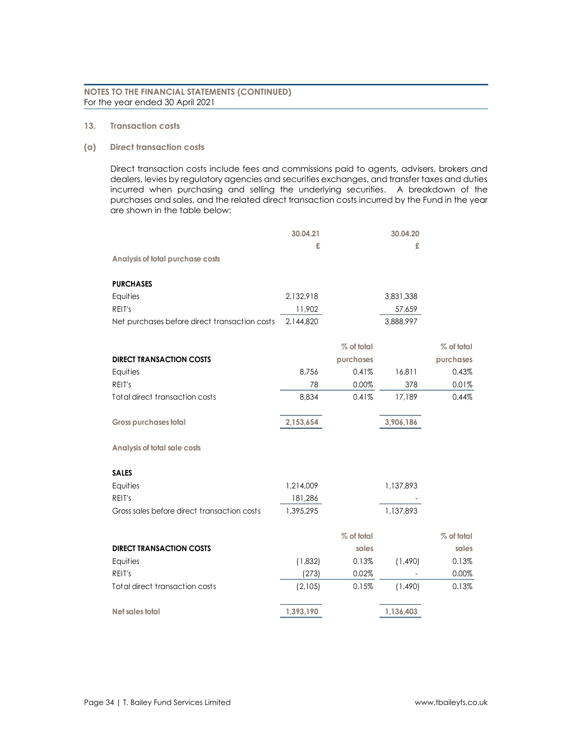**NOTES TO THE FINANCIAL STATEMENTS (CONTINUED)**
For the year ended 30 April 2021

## 13. Transaction costs

### (a) Direct transaction costs

Direct transaction costs include fees and commissions paid to agents, advisers, brokers and dealers, levies by regulatory agencies and securities exchanges, and transfer taxes and duties incurred when purchasing and selling the underlying securities. A breakdown of the purchases and sales, and the related direct transaction costs incurred by the Fund in the year are shown in the table below:

| | 30.04.21 | | 30.04.20 | |
|---|---|---|---|---|
| | £ | | £ | |
| **Analysis of total purchase costs** | | | | |
| **PURCHASES** | | | | |
| Equities | 2,132,918 | | 3,831,338 | |
| REIT's | 11,902 | | 57,659 | |
| Net purchases before direct transaction costs | 2,144,820 | | 3,888,997 | |
| | | % of total | | % of total |
| **DIRECT TRANSACTION COSTS** | | purchases | | purchases |
| Equities | 8,756 | 0.41% | 16,811 | 0.43% |
| REIT's | 78 | 0.00% | 378 | 0.01% |
| Total direct transaction costs | 8,834 | 0.41% | 17,189 | 0.44% |
| **Gross purchases total** | 2,153,654 | | 3,906,186 | |
| **Analysis of total sale costs** | | | | |
| **SALES** | | | | |
| Equities | 1,214,009 | | 1,137,893 | |
| REIT's | 181,286 | | - | |
| Gross sales before direct transaction costs | 1,395,295 | | 1,137,893 | |
| | | % of total | | % of total |
| **DIRECT TRANSACTION COSTS** | | sales | | sales |
| Equities | (1,832) | 0.13% | (1,490) | 0.13% |
| REIT's | (273) | 0.02% | - | 0.00% |
| Total direct transaction costs | (2,105) | 0.15% | (1,490) | 0.13% |
| **Net sales total** | 1,393,190 | | 1,136,403 | |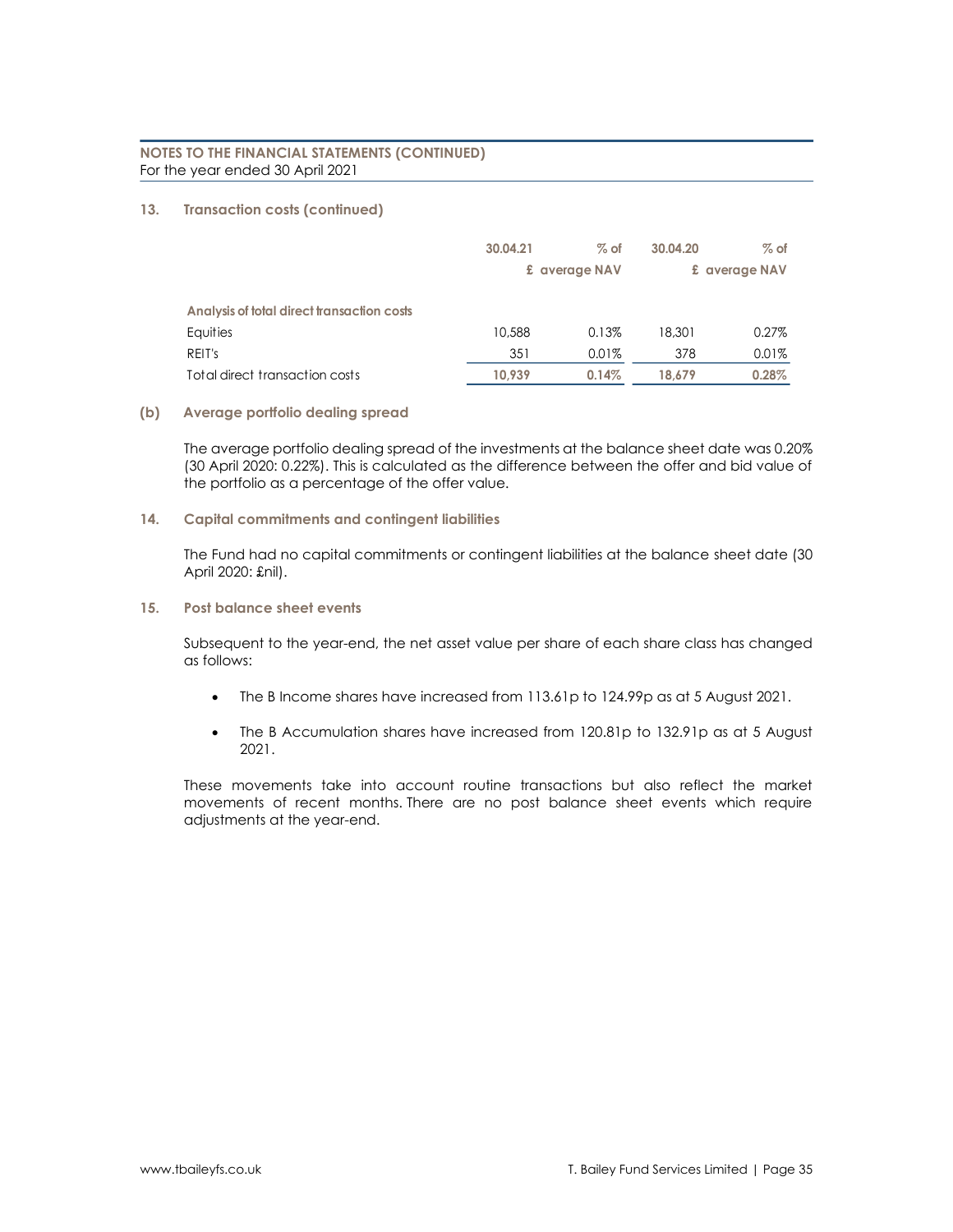## NOTES TO THE FINANCIAL STATEMENTS (CONTINUED)
For the year ended 30 April 2021

### 13. Transaction costs (continued)

| | 30.04.21 £ | % of average NAV | 30.04.20 £ | % of average NAV |
|---|---|---|---|---|
| **Analysis of total direct transaction costs** | | | | |
| Equities | 10,588 | 0.13% | 18,301 | 0.27% |
| REIT's | 351 | 0.01% | 378 | 0.01% |
| Total direct transaction costs | **10,939** | **0.14%** | **18,679** | **0.28%** |

### (b) Average portfolio dealing spread

The average portfolio dealing spread of the investments at the balance sheet date was 0.20% (30 April 2020: 0.22%). This is calculated as the difference between the offer and bid value of the portfolio as a percentage of the offer value.

### 14. Capital commitments and contingent liabilities

The Fund had no capital commitments or contingent liabilities at the balance sheet date (30 April 2020: £nil).

### 15. Post balance sheet events

Subsequent to the year-end, the net asset value per share of each share class has changed as follows:

- The B Income shares have increased from 113.61p to 124.99p as at 5 August 2021.
- The B Accumulation shares have increased from 120.81p to 132.91p as at 5 August 2021.

These movements take into account routine transactions but also reflect the market movements of recent months. There are no post balance sheet events which require adjustments at the year-end.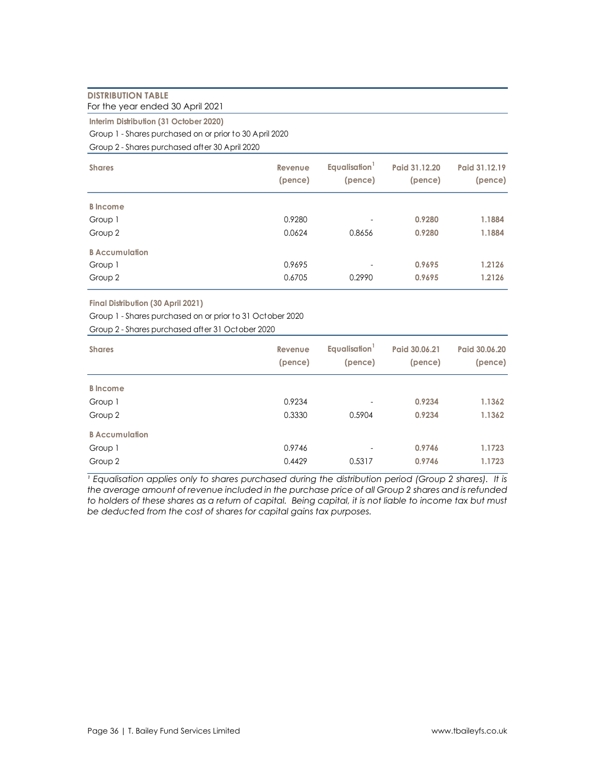## DISTRIBUTION TABLE

For the year ended 30 April 2021

**Interim Distribution (31 October 2020)**

Group 1 - Shares purchased on or prior to 30 April 2020

Group 2 - Shares purchased after 30 April 2020

| Shares | Revenue (pence) | Equalisation[1] (pence) | Paid 31.12.20 (pence) | Paid 31.12.19 (pence) |
|---|---|---|---|---|
| **B Income** | | | | |
| Group 1 | 0.9280 | - | **0.9280** | **1.1884** |
| Group 2 | 0.0624 | 0.8656 | **0.9280** | **1.1884** |
| **B Accumulation** | | | | |
| Group 1 | 0.9695 | - | **0.9695** | **1.2126** |
| Group 2 | 0.6705 | 0.2990 | **0.9695** | **1.2126** |

**Final Distribution (30 April 2021)**

Group 1 - Shares purchased on or prior to 31 October 2020

Group 2 - Shares purchased after 31 October 2020

| Shares | Revenue (pence) | Equalisation[1] (pence) | Paid 30.06.21 (pence) | Paid 30.06.20 (pence) |
|---|---|---|---|---|
| **B Income** | | | | |
| Group 1 | 0.9234 | - | **0.9234** | **1.1362** |
| Group 2 | 0.3330 | 0.5904 | **0.9234** | **1.1362** |
| **B Accumulation** | | | | |
| Group 1 | 0.9746 | - | **0.9746** | **1.1723** |
| Group 2 | 0.4429 | 0.5317 | **0.9746** | **1.1723** |

*[1] Equalisation applies only to shares purchased during the distribution period (Group 2 shares). It is the average amount of revenue included in the purchase price of all Group 2 shares and is refunded to holders of these shares as a return of capital. Being capital, it is not liable to income tax but must be deducted from the cost of shares for capital gains tax purposes.*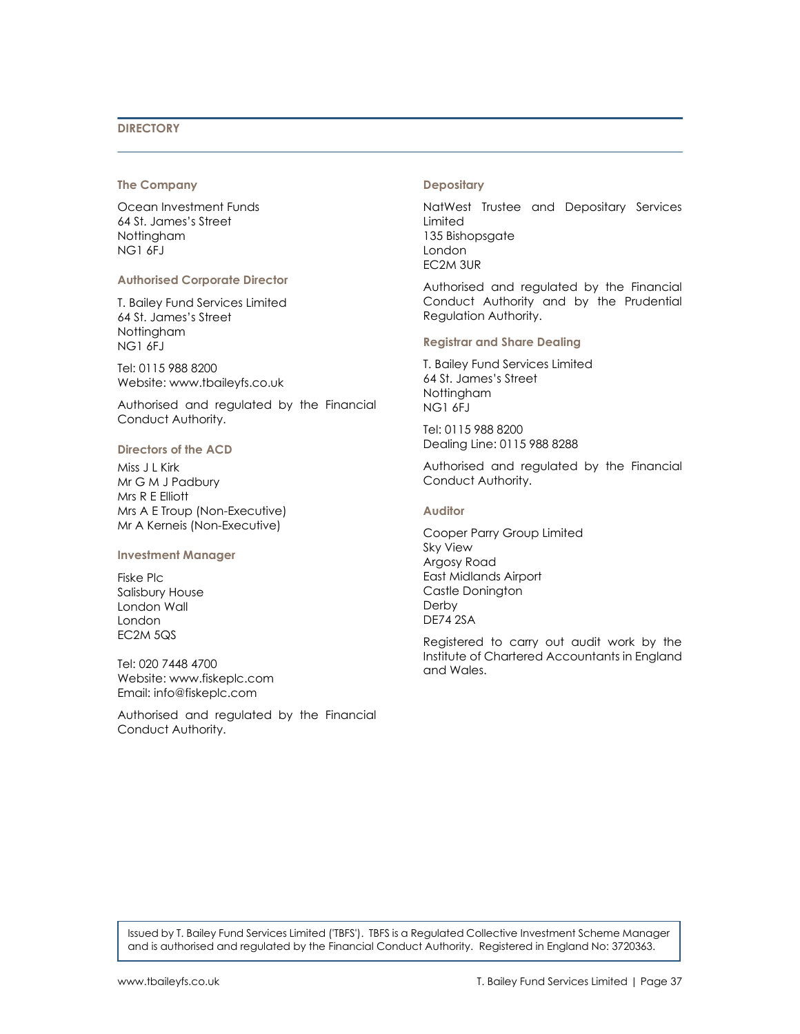## DIRECTORY

### The Company

Ocean Investment Funds
64 St. James's Street
Nottingham
NG1 6FJ

### Authorised Corporate Director

T. Bailey Fund Services Limited
64 St. James's Street
Nottingham
NG1 6FJ

Tel: 0115 988 8200
Website: www.tbaileyfs.co.uk

Authorised and regulated by the Financial Conduct Authority.

### Directors of the ACD

Miss J L Kirk
Mr G M J Padbury
Mrs R E Elliott
Mrs A E Troup (Non-Executive)
Mr A Kerneis (Non-Executive)

### Investment Manager

Fiske Plc
Salisbury House
London Wall
London
EC2M 5QS

Tel: 020 7448 4700
Website: www.fiskeplc.com
Email: info@fiskeplc.com

Authorised and regulated by the Financial Conduct Authority.

### Depositary

NatWest Trustee and Depositary Services Limited
135 Bishopsgate
London
EC2M 3UR

Authorised and regulated by the Financial Conduct Authority and by the Prudential Regulation Authority.

### Registrar and Share Dealing

T. Bailey Fund Services Limited
64 St. James's Street
Nottingham
NG1 6FJ

Tel: 0115 988 8200
Dealing Line: 0115 988 8288

Authorised and regulated by the Financial Conduct Authority.

### Auditor

Cooper Parry Group Limited
Sky View
Argosy Road
East Midlands Airport
Castle Donington
Derby
DE74 2SA

Registered to carry out audit work by the Institute of Chartered Accountants in England and Wales.

Issued by T. Bailey Fund Services Limited ('TBFS'). TBFS is a Regulated Collective Investment Scheme Manager and is authorised and regulated by the Financial Conduct Authority. Registered in England No: 3720363.